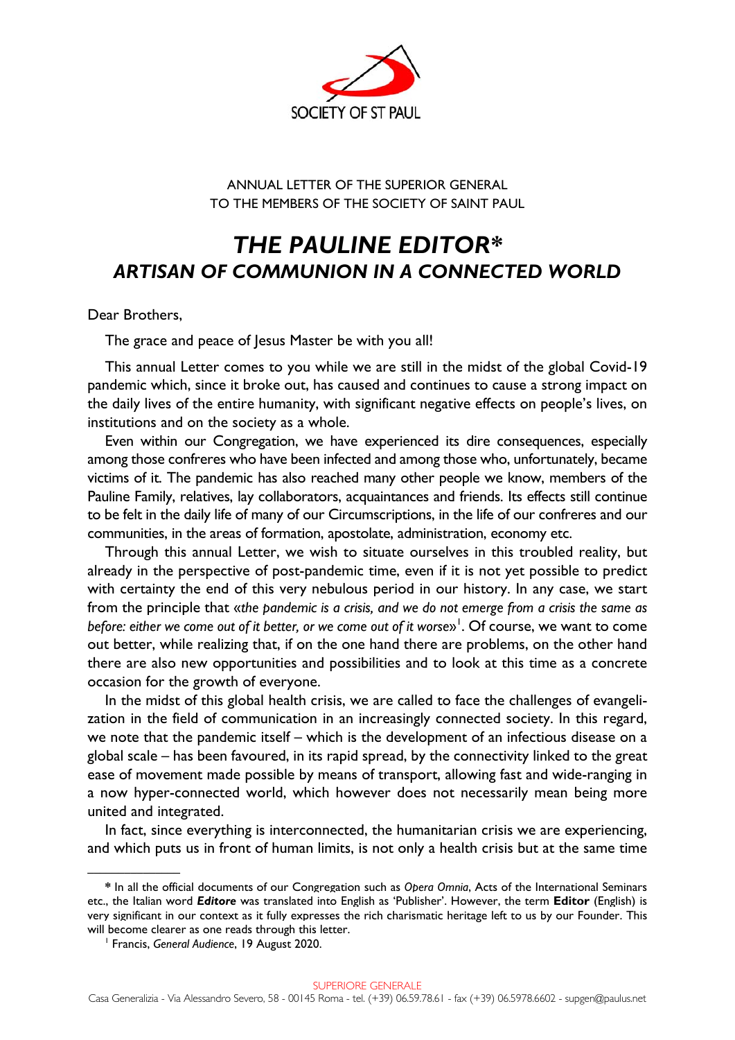SOCIETY OF ST PAUL

ANNUAL LETTER OF THE SUPERIOR GENERAL
TO THE MEMBERS OF THE SOCIETY OF SAINT PAUL

# *THE PAULINE EDITOR\**
## *ARTISAN OF COMMUNION IN A CONNECTED WORLD*

Dear Brothers,

The grace and peace of Jesus Master be with you all!

This annual Letter comes to you while we are still in the midst of the global Covid-19 pandemic which, since it broke out, has caused and continues to cause a strong impact on the daily lives of the entire humanity, with significant negative effects on people's lives, on institutions and on the society as a whole.

Even within our Congregation, we have experienced its dire consequences, especially among those confreres who have been infected and among those who, unfortunately, became victims of it. The pandemic has also reached many other people we know, members of the Pauline Family, relatives, lay collaborators, acquaintances and friends. Its effects still continue to be felt in the daily life of many of our Circumscriptions, in the life of our confreres and our communities, in the areas of formation, apostolate, administration, economy etc.

Through this annual Letter, we wish to situate ourselves in this troubled reality, but already in the perspective of post-pandemic time, even if it is not yet possible to predict with certainty the end of this very nebulous period in our history. In any case, we start from the principle that «*the pandemic is a crisis, and we do not emerge from a crisis the same as before: either we come out of it better, or we come out of it worse*»[1]. Of course, we want to come out better, while realizing that, if on the one hand there are problems, on the other hand there are also new opportunities and possibilities and to look at this time as a concrete occasion for the growth of everyone.

In the midst of this global health crisis, we are called to face the challenges of evangelization in the field of communication in an increasingly connected society. In this regard, we note that the pandemic itself – which is the development of an infectious disease on a global scale – has been favoured, in its rapid spread, by the connectivity linked to the great ease of movement made possible by means of transport, allowing fast and wide-ranging in a now hyper-connected world, which however does not necessarily mean being more united and integrated.

In fact, since everything is interconnected, the humanitarian crisis we are experiencing, and which puts us in front of human limits, is not only a health crisis but at the same time

---

\* In all the official documents of our Congregation such as *Opera Omnia*, Acts of the International Seminars etc., the Italian word ***Editore*** was translated into English as 'Publisher'. However, the term **Editor** (English) is very significant in our context as it fully expresses the rich charismatic heritage left to us by our Founder. This will become clearer as one reads through this letter.

[1] Francis, *General Audience*, 19 August 2020.

SUPERIORE GENERALE
Casa Generalizia - Via Alessandro Severo, 58 - 00145 Roma - tel. (+39) 06.59.78.61 - fax (+39) 06.5978.6602 - supgen@paulus.net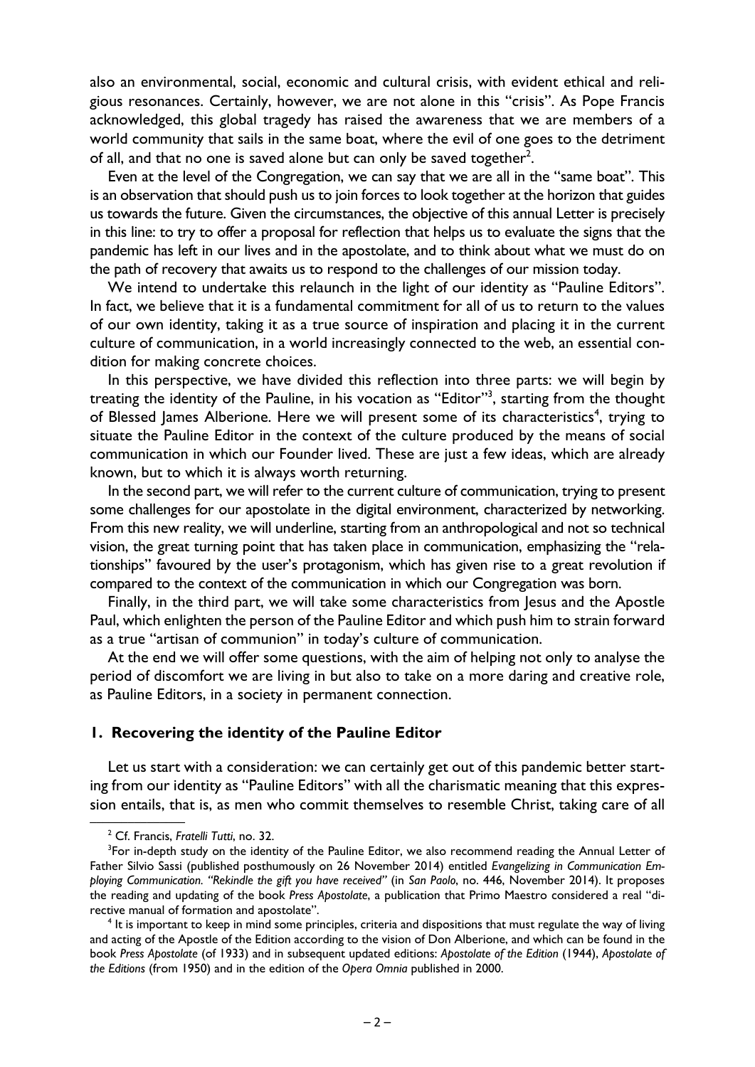also an environmental, social, economic and cultural crisis, with evident ethical and religious resonances. Certainly, however, we are not alone in this "crisis". As Pope Francis acknowledged, this global tragedy has raised the awareness that we are members of a world community that sails in the same boat, where the evil of one goes to the detriment of all, and that no one is saved alone but can only be saved together[2].

Even at the level of the Congregation, we can say that we are all in the "same boat". This is an observation that should push us to join forces to look together at the horizon that guides us towards the future. Given the circumstances, the objective of this annual Letter is precisely in this line: to try to offer a proposal for reflection that helps us to evaluate the signs that the pandemic has left in our lives and in the apostolate, and to think about what we must do on the path of recovery that awaits us to respond to the challenges of our mission today.

We intend to undertake this relaunch in the light of our identity as "Pauline Editors". In fact, we believe that it is a fundamental commitment for all of us to return to the values of our own identity, taking it as a true source of inspiration and placing it in the current culture of communication, in a world increasingly connected to the web, an essential condition for making concrete choices.

In this perspective, we have divided this reflection into three parts: we will begin by treating the identity of the Pauline, in his vocation as "Editor"[3], starting from the thought of Blessed James Alberione. Here we will present some of its characteristics[4], trying to situate the Pauline Editor in the context of the culture produced by the means of social communication in which our Founder lived. These are just a few ideas, which are already known, but to which it is always worth returning.

In the second part, we will refer to the current culture of communication, trying to present some challenges for our apostolate in the digital environment, characterized by networking. From this new reality, we will underline, starting from an anthropological and not so technical vision, the great turning point that has taken place in communication, emphasizing the "relationships" favoured by the user's protagonism, which has given rise to a great revolution if compared to the context of the communication in which our Congregation was born.

Finally, in the third part, we will take some characteristics from Jesus and the Apostle Paul, which enlighten the person of the Pauline Editor and which push him to strain forward as a true "artisan of communion" in today's culture of communication.

At the end we will offer some questions, with the aim of helping not only to analyse the period of discomfort we are living in but also to take on a more daring and creative role, as Pauline Editors, in a society in permanent connection.

## 1. Recovering the identity of the Pauline Editor

Let us start with a consideration: we can certainly get out of this pandemic better starting from our identity as "Pauline Editors" with all the charismatic meaning that this expression entails, that is, as men who commit themselves to resemble Christ, taking care of all

---

[2] Cf. Francis, *Fratelli Tutti*, no. 32.

[3] For in-depth study on the identity of the Pauline Editor, we also recommend reading the Annual Letter of Father Silvio Sassi (published posthumously on 26 November 2014) entitled *Evangelizing in Communication Employing Communication. "Rekindle the gift you have received"* (in *San Paolo*, no. 446, November 2014). It proposes the reading and updating of the book *Press Apostolate*, a publication that Primo Maestro considered a real "directive manual of formation and apostolate".

[4] It is important to keep in mind some principles, criteria and dispositions that must regulate the way of living and acting of the Apostle of the Edition according to the vision of Don Alberione, and which can be found in the book *Press Apostolate* (of 1933) and in subsequent updated editions: *Apostolate of the Edition* (1944), *Apostolate of the Editions* (from 1950) and in the edition of the *Opera Omnia* published in 2000.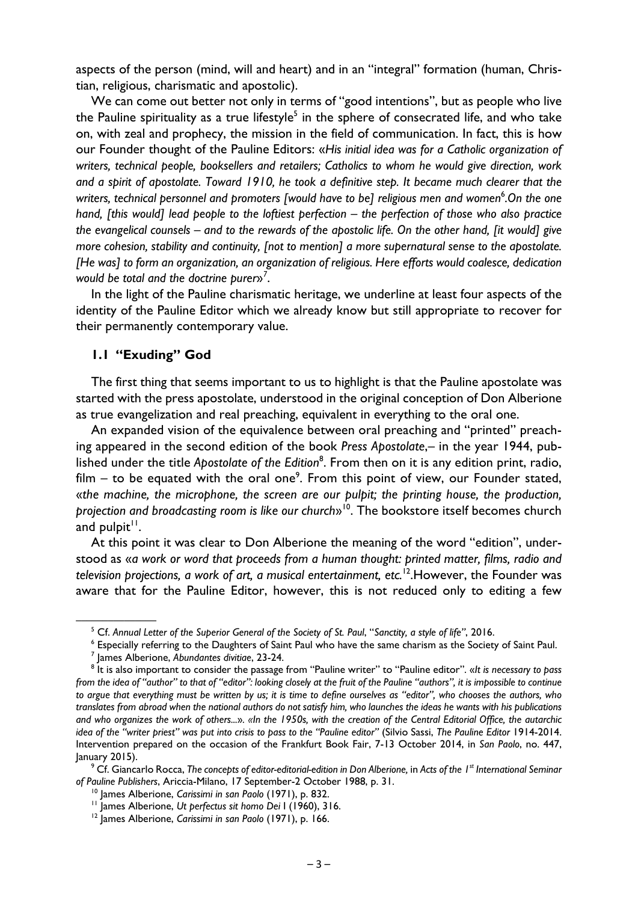aspects of the person (mind, will and heart) and in an "integral" formation (human, Christian, religious, charismatic and apostolic).

We can come out better not only in terms of "good intentions", but as people who live the Pauline spirituality as a true lifestyle[5] in the sphere of consecrated life, and who take on, with zeal and prophecy, the mission in the field of communication. In fact, this is how our Founder thought of the Pauline Editors: «*His initial idea was for a Catholic organization of writers, technical people, booksellers and retailers; Catholics to whom he would give direction, work and a spirit of apostolate. Toward 1910, he took a definitive step. It became much clearer that the writers, technical personnel and promoters [would have to be] religious men and women*[6]*.On the one hand, [this would] lead people to the loftiest perfection – the perfection of those who also practice the evangelical counsels – and to the rewards of the apostolic life. On the other hand, [it would] give more cohesion, stability and continuity, [not to mention] a more supernatural sense to the apostolate. [He was] to form an organization, an organization of religious. Here efforts would coalesce, dedication would be total and the doctrine purer*»[7].

In the light of the Pauline charismatic heritage, we underline at least four aspects of the identity of the Pauline Editor which we already know but still appropriate to recover for their permanently contemporary value.

### 1.1 "Exuding" God

The first thing that seems important to us to highlight is that the Pauline apostolate was started with the press apostolate, understood in the original conception of Don Alberione as true evangelization and real preaching, equivalent in everything to the oral one.

An expanded vision of the equivalence between oral preaching and "printed" preaching appeared in the second edition of the book *Press Apostolate*,– in the year 1944, published under the title *Apostolate of the Edition*[8]. From then on it is any edition print, radio, film – to be equated with the oral one[9]. From this point of view, our Founder stated, «*the machine, the microphone, the screen are our pulpit; the printing house, the production, projection and broadcasting room is like our church*»[10]. The bookstore itself becomes church and pulpit[11].

At this point it was clear to Don Alberione the meaning of the word "edition", understood as «*a work or word that proceeds from a human thought: printed matter, films, radio and television projections, a work of art, a musical entertainment, etc.*[12].However, the Founder was aware that for the Pauline Editor, however, this is not reduced only to editing a few

---

[5] Cf. *Annual Letter of the Superior General of the Society of St. Paul*, "*Sanctity, a style of life"*, 2016.

[6] Especially referring to the Daughters of Saint Paul who have the same charism as the Society of Saint Paul.

[7] James Alberione, *Abundantes divitiae*, 23-24.

[8] It is also important to consider the passage from "Pauline writer" to "Pauline editor". «*It is necessary to pass from the idea of "author" to that of "editor": looking closely at the fruit of the Pauline "authors", it is impossible to continue to argue that everything must be written by us; it is time to define ourselves as "editor", who chooses the authors, who translates from abroad when the national authors do not satisfy him, who launches the ideas he wants with his publications and who organizes the work of others...*». «*In the 1950s, with the creation of the Central Editorial Office, the autarchic idea of the "writer priest" was put into crisis to pass to the "Pauline editor"* (Silvio Sassi, *The Pauline Editor* 1914-2014. Intervention prepared on the occasion of the Frankfurt Book Fair, 7-13 October 2014, in *San Paolo*, no. 447, January 2015).

[9] Cf. Giancarlo Rocca, *The concepts of editor-editorial-edition in Don Alberione,* in *Acts of the 1st International Seminar of Pauline Publishers*, Ariccia-Milano, 17 September-2 October 1988, p. 31.

[10] James Alberione, *Carissimi in san Paolo* (1971), p. 832.

[11] James Alberione, *Ut perfectus sit homo Dei* I (1960), 316.

[12] James Alberione, *Carissimi in san Paolo* (1971), p. 166.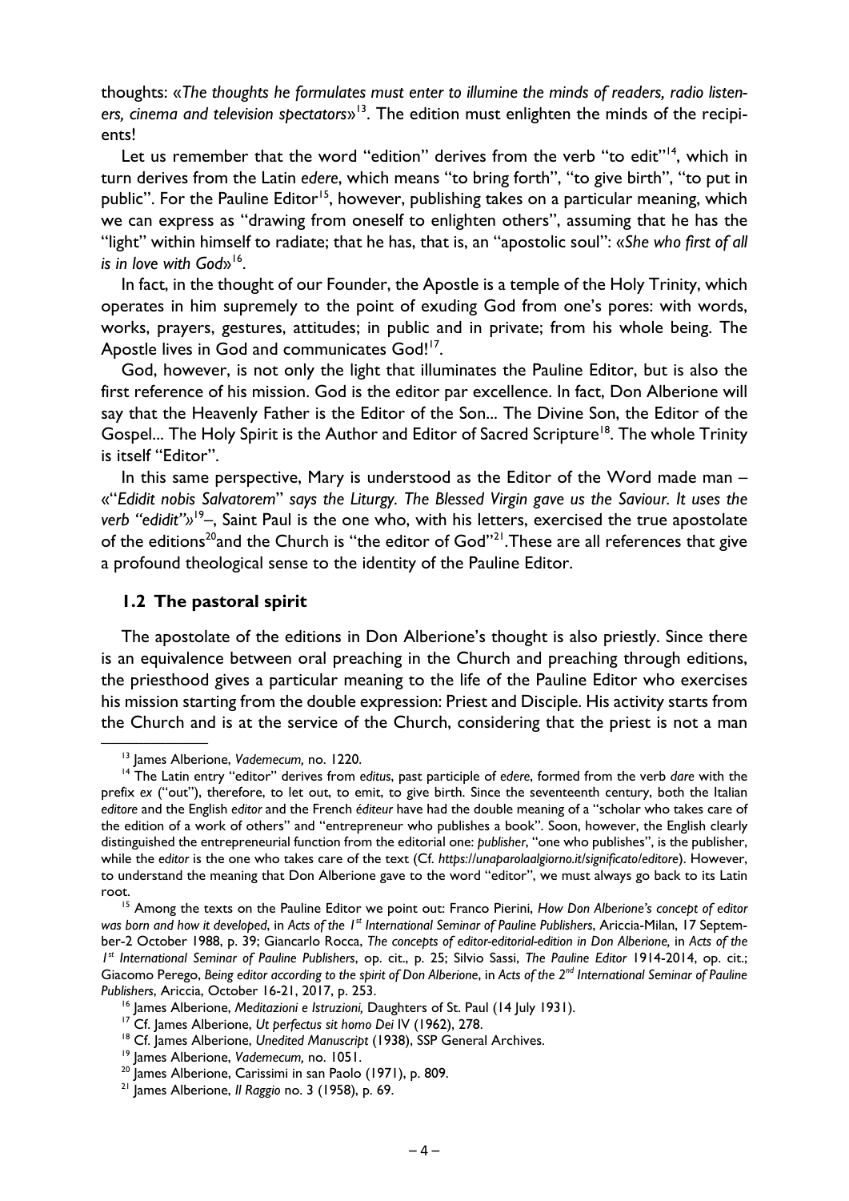thoughts: «*The thoughts he formulates must enter to illumine the minds of readers, radio listeners, cinema and television spectators*»[13]. The edition must enlighten the minds of the recipients!

Let us remember that the word "edition" derives from the verb "to edit"[14], which in turn derives from the Latin *edere*, which means "to bring forth", "to give birth", "to put in public". For the Pauline Editor[15], however, publishing takes on a particular meaning, which we can express as "drawing from oneself to enlighten others", assuming that he has the "light" within himself to radiate; that he has, that is, an "apostolic soul": «*She who first of all is in love with God*»[16].

In fact, in the thought of our Founder, the Apostle is a temple of the Holy Trinity, which operates in him supremely to the point of exuding God from one's pores: with words, works, prayers, gestures, attitudes; in public and in private; from his whole being. The Apostle lives in God and communicates God![17].

God, however, is not only the light that illuminates the Pauline Editor, but is also the first reference of his mission. God is the editor par excellence. In fact, Don Alberione will say that the Heavenly Father is the Editor of the Son... The Divine Son, the Editor of the Gospel... The Holy Spirit is the Author and Editor of Sacred Scripture[18]. The whole Trinity is itself "Editor".

In this same perspective, Mary is understood as the Editor of the Word made man – «"*Edidit nobis Salvatorem*" *says the Liturgy. The Blessed Virgin gave us the Saviour. It uses the verb "edidit"*»[19]–, Saint Paul is the one who, with his letters, exercised the true apostolate of the editions[20]and the Church is "the editor of God"[21].These are all references that give a profound theological sense to the identity of the Pauline Editor.

### 1.2 The pastoral spirit

The apostolate of the editions in Don Alberione's thought is also priestly. Since there is an equivalence between oral preaching in the Church and preaching through editions, the priesthood gives a particular meaning to the life of the Pauline Editor who exercises his mission starting from the double expression: Priest and Disciple. His activity starts from the Church and is at the service of the Church, considering that the priest is not a man

---

[13] James Alberione, *Vademecum,* no. 1220.

[14] The Latin entry "editor" derives from *editus*, past participle of *edere*, formed from the verb *dare* with the prefix *ex* ("out"), therefore, to let out, to emit, to give birth. Since the seventeenth century, both the Italian *editore* and the English *editor* and the French *éditeur* have had the double meaning of a "scholar who takes care of the edition of a work of others" and "entrepreneur who publishes a book". Soon, however, the English clearly distinguished the entrepreneurial function from the editorial one: *publisher*, "one who publishes", is the publisher, while the *editor* is the one who takes care of the text (Cf. *https://unaparolaalgiorno.it/significato/editore*). However, to understand the meaning that Don Alberione gave to the word "editor", we must always go back to its Latin root.

[15] Among the texts on the Pauline Editor we point out: Franco Pierini, *How Don Alberione's concept of editor was born and how it developed*, in *Acts of the 1st International Seminar of Pauline Publishers*, Ariccia-Milan, 17 September-2 October 1988, p. 39; Giancarlo Rocca, *The concepts of editor-editorial-edition in Don Alberione,* in *Acts of the 1st International Seminar of Pauline Publishers*, op. cit., p. 25; Silvio Sassi, *The Pauline Editor* 1914-2014, op. cit.; Giacomo Perego, *Being editor according to the spirit of Don Alberione*, in *Acts of the 2nd International Seminar of Pauline Publishers*, Ariccia, October 16-21, 2017, p. 253.

[16] James Alberione, *Meditazioni e Istruzioni,* Daughters of St. Paul (14 July 1931).

[17] Cf. James Alberione, *Ut perfectus sit homo Dei* IV (1962), 278.

[18] Cf. James Alberione, *Unedited Manuscript* (1938), SSP General Archives.

[19] James Alberione, *Vademecum,* no. 1051.

[20] James Alberione, Carissimi in san Paolo (1971), p. 809.

[21] James Alberione, *Il Raggio* no. 3 (1958), p. 69.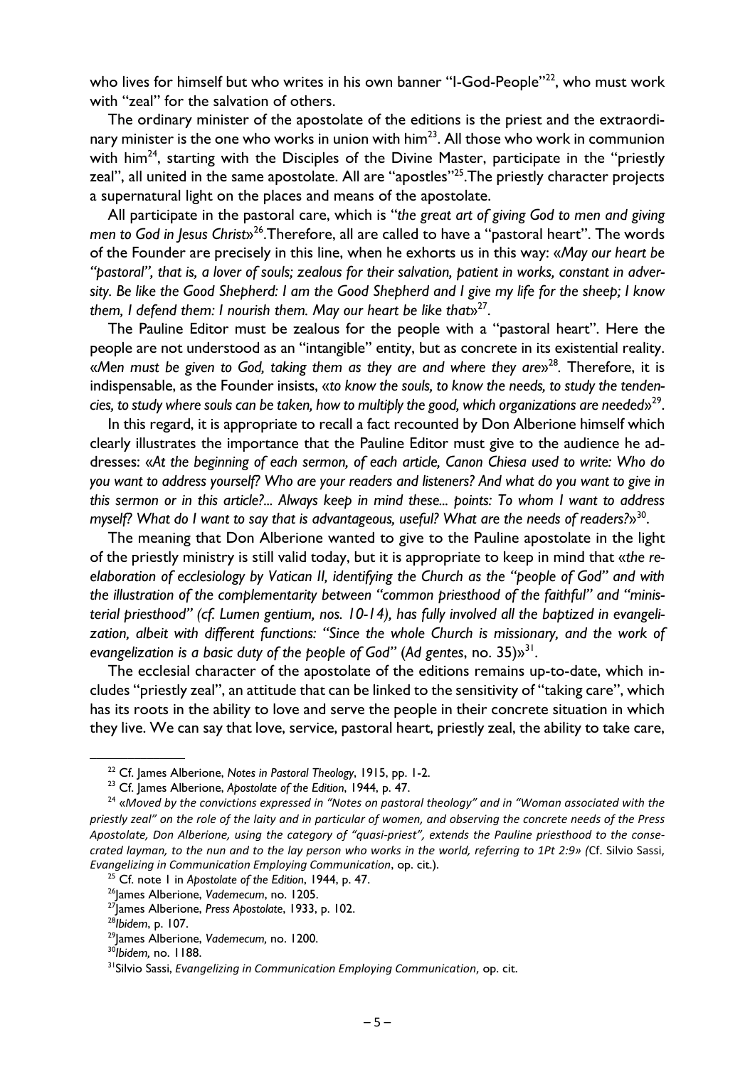who lives for himself but who writes in his own banner "I-God-People"[22], who must work with "zeal" for the salvation of others.

The ordinary minister of the apostolate of the editions is the priest and the extraordinary minister is the one who works in union with him[23]. All those who work in communion with him[24], starting with the Disciples of the Divine Master, participate in the "priestly zeal", all united in the same apostolate. All are "apostles"[25].The priestly character projects a supernatural light on the places and means of the apostolate.

All participate in the pastoral care, which is "*the great art of giving God to men and giving men to God in Jesus Christ*»[26].Therefore, all are called to have a "pastoral heart". The words of the Founder are precisely in this line, when he exhorts us in this way: «*May our heart be "pastoral", that is, a lover of souls; zealous for their salvation, patient in works, constant in adversity. Be like the Good Shepherd: I am the Good Shepherd and I give my life for the sheep; I know them, I defend them: I nourish them. May our heart be like that*»[27].

The Pauline Editor must be zealous for the people with a "pastoral heart". Here the people are not understood as an "intangible" entity, but as concrete in its existential reality. «*Men must be given to God, taking them as they are and where they are*»[28]. Therefore, it is indispensable, as the Founder insists, «*to know the souls, to know the needs, to study the tendencies, to study where souls can be taken, how to multiply the good, which organizations are needed*»[29].

In this regard, it is appropriate to recall a fact recounted by Don Alberione himself which clearly illustrates the importance that the Pauline Editor must give to the audience he addresses: «*At the beginning of each sermon, of each article, Canon Chiesa used to write: Who do you want to address yourself? Who are your readers and listeners? And what do you want to give in this sermon or in this article?... Always keep in mind these... points: To whom I want to address myself? What do I want to say that is advantageous, useful? What are the needs of readers?*»[30].

The meaning that Don Alberione wanted to give to the Pauline apostolate in the light of the priestly ministry is still valid today, but it is appropriate to keep in mind that «*the re-elaboration of ecclesiology by Vatican II, identifying the Church as the "people of God" and with the illustration of the complementarity between "common priesthood of the faithful" and "ministerial priesthood" (cf. Lumen gentium, nos. 10-14), has fully involved all the baptized in evangelization, albeit with different functions: "Since the whole Church is missionary, and the work of evangelization is a basic duty of the people of God"* (*Ad gentes*, no. 35)»[31].

The ecclesial character of the apostolate of the editions remains up-to-date, which includes "priestly zeal", an attitude that can be linked to the sensitivity of "taking care", which has its roots in the ability to love and serve the people in their concrete situation in which they live. We can say that love, service, pastoral heart, priestly zeal, the ability to take care,

---

[22] Cf. James Alberione, *Notes in Pastoral Theology*, 1915, pp. 1-2.

[23] Cf. James Alberione, *Apostolate of the Edition*, 1944, p. 47.

[24] «*Moved by the convictions expressed in "Notes on pastoral theology" and in "Woman associated with the priestly zeal" on the role of the laity and in particular of women, and observing the concrete needs of the Press Apostolate, Don Alberione, using the category of "quasi-priest", extends the Pauline priesthood to the consecrated layman, to the nun and to the lay person who works in the world, referring to 1Pt 2:9»* (Cf. Silvio Sassi, *Evangelizing in Communication Employing Communication*, op. cit.).

[25] Cf. note 1 in *Apostolate of the Edition*, 1944, p. 47.

[26] James Alberione, *Vademecum*, no. 1205.

[27] James Alberione, *Press Apostolate*, 1933, p. 102.

[28] *Ibidem*, p. 107.

[29] James Alberione, *Vademecum*, no. 1200.

[30] *Ibidem*, no. 1188.

[31] Silvio Sassi, *Evangelizing in Communication Employing Communication*, op. cit.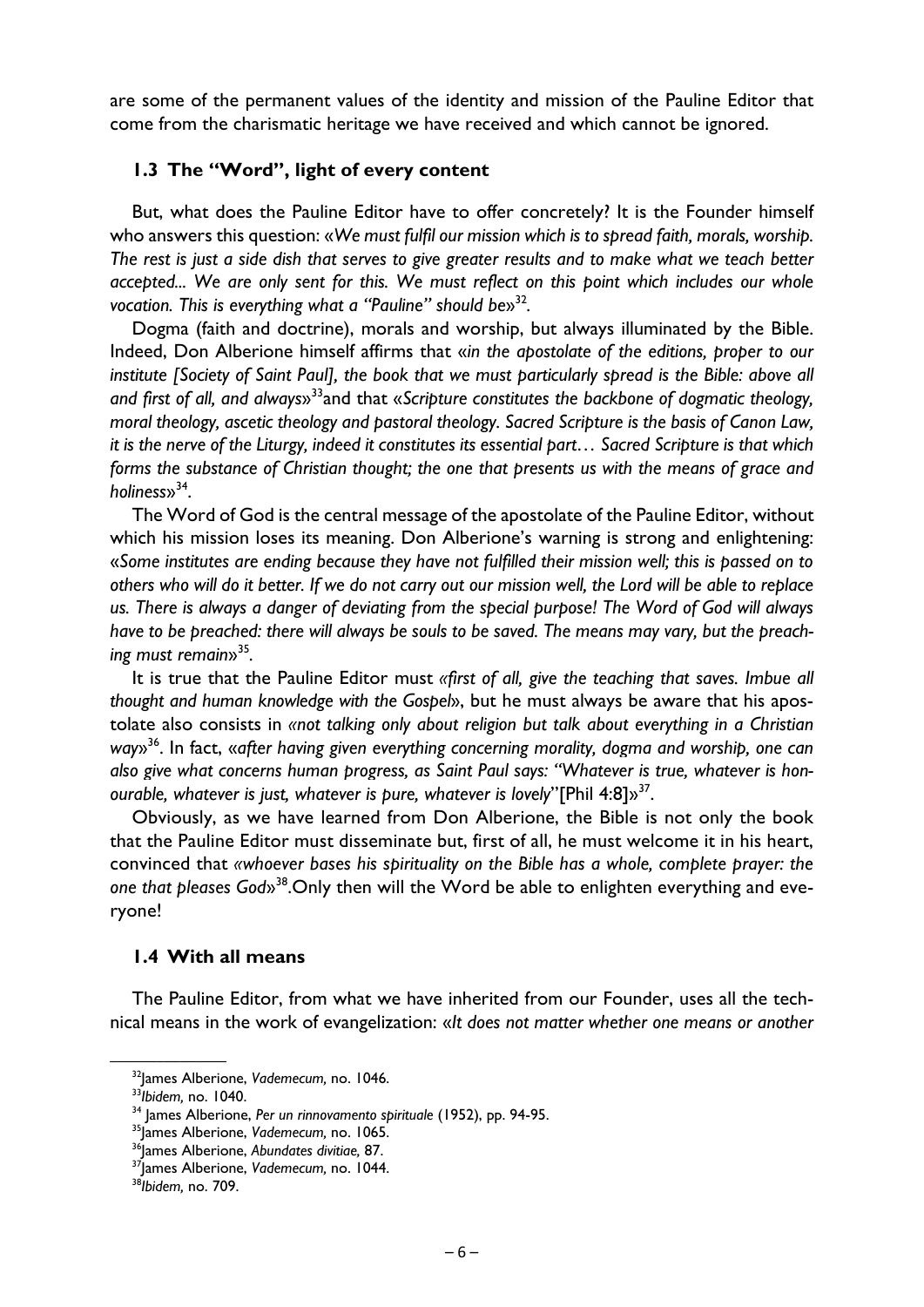are some of the permanent values of the identity and mission of the Pauline Editor that come from the charismatic heritage we have received and which cannot be ignored.

### 1.3 The "Word", light of every content

But, what does the Pauline Editor have to offer concretely? It is the Founder himself who answers this question: «*We must fulfil our mission which is to spread faith, morals, worship. The rest is just a side dish that serves to give greater results and to make what we teach better accepted... We are only sent for this. We must reflect on this point which includes our whole vocation. This is everything what a "Pauline" should be*»[32].

Dogma (faith and doctrine), morals and worship, but always illuminated by the Bible. Indeed, Don Alberione himself affirms that «*in the apostolate of the editions, proper to our institute [Society of Saint Paul], the book that we must particularly spread is the Bible: above all and first of all, and always*»[33]and that «*Scripture constitutes the backbone of dogmatic theology, moral theology, ascetic theology and pastoral theology. Sacred Scripture is the basis of Canon Law, it is the nerve of the Liturgy, indeed it constitutes its essential part… Sacred Scripture is that which forms the substance of Christian thought; the one that presents us with the means of grace and holiness*»[34].

The Word of God is the central message of the apostolate of the Pauline Editor, without which his mission loses its meaning. Don Alberione's warning is strong and enlightening: «*Some institutes are ending because they have not fulfilled their mission well; this is passed on to others who will do it better. If we do not carry out our mission well, the Lord will be able to replace us. There is always a danger of deviating from the special purpose! The Word of God will always have to be preached: there will always be souls to be saved. The means may vary, but the preaching must remain*»[35].

It is true that the Pauline Editor must *«first of all, give the teaching that saves. Imbue all thought and human knowledge with the Gospel*», but he must always be aware that his apostolate also consists in *«not talking only about religion but talk about everything in a Christian way*»[36]. In fact, «*after having given everything concerning morality, dogma and worship, one can also give what concerns human progress, as Saint Paul says: "Whatever is true, whatever is honourable, whatever is just, whatever is pure, whatever is lovely*"[Phil 4:8]»[37].

Obviously, as we have learned from Don Alberione, the Bible is not only the book that the Pauline Editor must disseminate but, first of all, he must welcome it in his heart, convinced that *«whoever bases his spirituality on the Bible has a whole, complete prayer: the one that pleases God*»[38].Only then will the Word be able to enlighten everything and everyone!

### 1.4 With all means

The Pauline Editor, from what we have inherited from our Founder, uses all the technical means in the work of evangelization: «*It does not matter whether one means or another*

---

[32] James Alberione, *Vademecum,* no. 1046.

[33] *Ibidem,* no. 1040.

[34] James Alberione, *Per un rinnovamento spirituale* (1952), pp. 94-95.

[35] James Alberione, *Vademecum,* no. 1065.

[36] James Alberione, *Abundates divitiae,* 87.

[37] James Alberione, *Vademecum,* no. 1044.

[38] *Ibidem,* no. 709.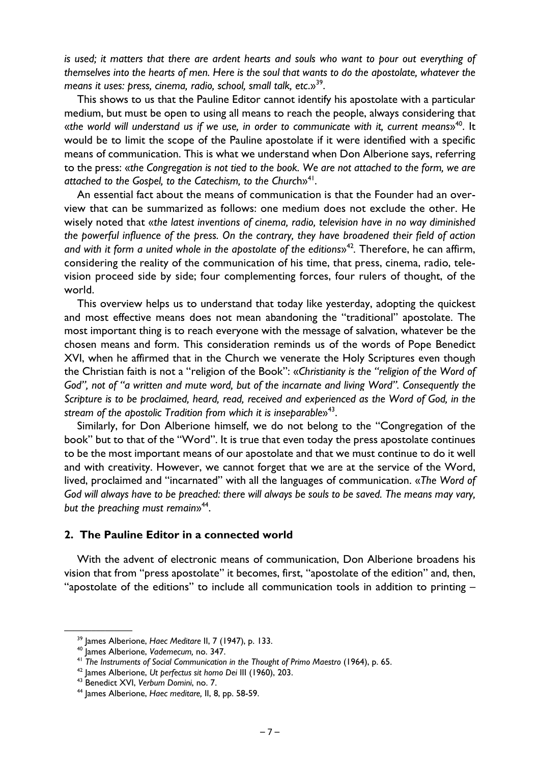*is used; it matters that there are ardent hearts and souls who want to pour out everything of themselves into the hearts of men. Here is the soul that wants to do the apostolate, whatever the means it uses: press, cinema, radio, school, small talk, etc.*»[39].

This shows to us that the Pauline Editor cannot identify his apostolate with a particular medium, but must be open to using all means to reach the people, always considering that «*the world will understand us if we use, in order to communicate with it, current means*»[40]. It would be to limit the scope of the Pauline apostolate if it were identified with a specific means of communication. This is what we understand when Don Alberione says, referring to the press: «*the Congregation is not tied to the book. We are not attached to the form, we are attached to the Gospel, to the Catechism, to the Church*»[41].

An essential fact about the means of communication is that the Founder had an overview that can be summarized as follows: one medium does not exclude the other. He wisely noted that «*the latest inventions of cinema, radio, television have in no way diminished the powerful influence of the press. On the contrary, they have broadened their field of action and with it form a united whole in the apostolate of the editions*»[42]. Therefore, he can affirm, considering the reality of the communication of his time, that press, cinema, radio, television proceed side by side; four complementing forces, four rulers of thought, of the world.

This overview helps us to understand that today like yesterday, adopting the quickest and most effective means does not mean abandoning the "traditional" apostolate. The most important thing is to reach everyone with the message of salvation, whatever be the chosen means and form. This consideration reminds us of the words of Pope Benedict XVI, when he affirmed that in the Church we venerate the Holy Scriptures even though the Christian faith is not a "religion of the Book": «*Christianity is the "religion of the Word of God", not of "a written and mute word, but of the incarnate and living Word". Consequently the Scripture is to be proclaimed, heard, read, received and experienced as the Word of God, in the stream of the apostolic Tradition from which it is inseparable*»[43].

Similarly, for Don Alberione himself, we do not belong to the "Congregation of the book" but to that of the "Word". It is true that even today the press apostolate continues to be the most important means of our apostolate and that we must continue to do it well and with creativity. However, we cannot forget that we are at the service of the Word, lived, proclaimed and "incarnated" with all the languages of communication. «*The Word of God will always have to be preached: there will always be souls to be saved. The means may vary, but the preaching must remain*»[44].

## 2. The Pauline Editor in a connected world

With the advent of electronic means of communication, Don Alberione broadens his vision that from "press apostolate" it becomes, first, "apostolate of the edition" and, then, "apostolate of the editions" to include all communication tools in addition to printing –

---

[39] James Alberione, *Haec Meditare* II, 7 (1947), p. 133.

[40] James Alberione, *Vademecum,* no. 347.

[41] *The Instruments of Social Communication in the Thought of Primo Maestro* (1964), p. 65.

[42] James Alberione, *Ut perfectus sit homo Dei* III (1960), 203.

[43] Benedict XVI, *Verbum Domini*, no. 7.

[44] James Alberione, *Haec meditare,* II, 8, pp. 58-59.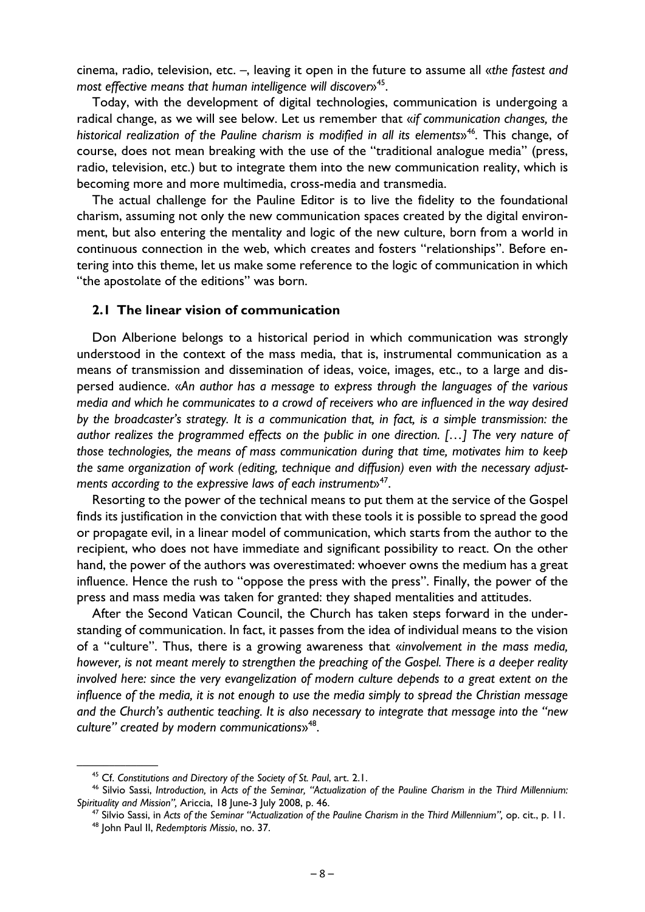cinema, radio, television, etc. –, leaving it open in the future to assume all «*the fastest and most effective means that human intelligence will discover*»[45].

Today, with the development of digital technologies, communication is undergoing a radical change, as we will see below. Let us remember that «*if communication changes, the historical realization of the Pauline charism is modified in all its elements*»[46]. This change, of course, does not mean breaking with the use of the "traditional analogue media" (press, radio, television, etc.) but to integrate them into the new communication reality, which is becoming more and more multimedia, cross-media and transmedia.

The actual challenge for the Pauline Editor is to live the fidelity to the foundational charism, assuming not only the new communication spaces created by the digital environment, but also entering the mentality and logic of the new culture, born from a world in continuous connection in the web, which creates and fosters "relationships". Before entering into this theme, let us make some reference to the logic of communication in which "the apostolate of the editions" was born.

### 2.1 The linear vision of communication

Don Alberione belongs to a historical period in which communication was strongly understood in the context of the mass media, that is, instrumental communication as a means of transmission and dissemination of ideas, voice, images, etc., to a large and dispersed audience. «*An author has a message to express through the languages of the various media and which he communicates to a crowd of receivers who are influenced in the way desired by the broadcaster's strategy. It is a communication that, in fact, is a simple transmission: the author realizes the programmed effects on the public in one direction. […] The very nature of those technologies, the means of mass communication during that time, motivates him to keep the same organization of work (editing, technique and diffusion) even with the necessary adjustments according to the expressive laws of each instrument*»[47].

Resorting to the power of the technical means to put them at the service of the Gospel finds its justification in the conviction that with these tools it is possible to spread the good or propagate evil, in a linear model of communication, which starts from the author to the recipient, who does not have immediate and significant possibility to react. On the other hand, the power of the authors was overestimated: whoever owns the medium has a great influence. Hence the rush to "oppose the press with the press". Finally, the power of the press and mass media was taken for granted: they shaped mentalities and attitudes.

After the Second Vatican Council, the Church has taken steps forward in the understanding of communication. In fact, it passes from the idea of individual means to the vision of a "culture". Thus, there is a growing awareness that «*involvement in the mass media, however, is not meant merely to strengthen the preaching of the Gospel. There is a deeper reality involved here: since the very evangelization of modern culture depends to a great extent on the influence of the media, it is not enough to use the media simply to spread the Christian message and the Church's authentic teaching. It is also necessary to integrate that message into the "new culture" created by modern communications*»[48].

---

[45] Cf. *Constitutions and Directory of the Society of St. Paul*, art. 2.1.

[46] Silvio Sassi, *Introduction,* in *Acts of the Seminar, "Actualization of the Pauline Charism in the Third Millennium: Spirituality and Mission",* Ariccia, 18 June-3 July 2008, p. 46.

[47] Silvio Sassi, in *Acts of the Seminar "Actualization of the Pauline Charism in the Third Millennium",* op. cit., p. 11.

[48] John Paul II, *Redemptoris Missio*, no. 37.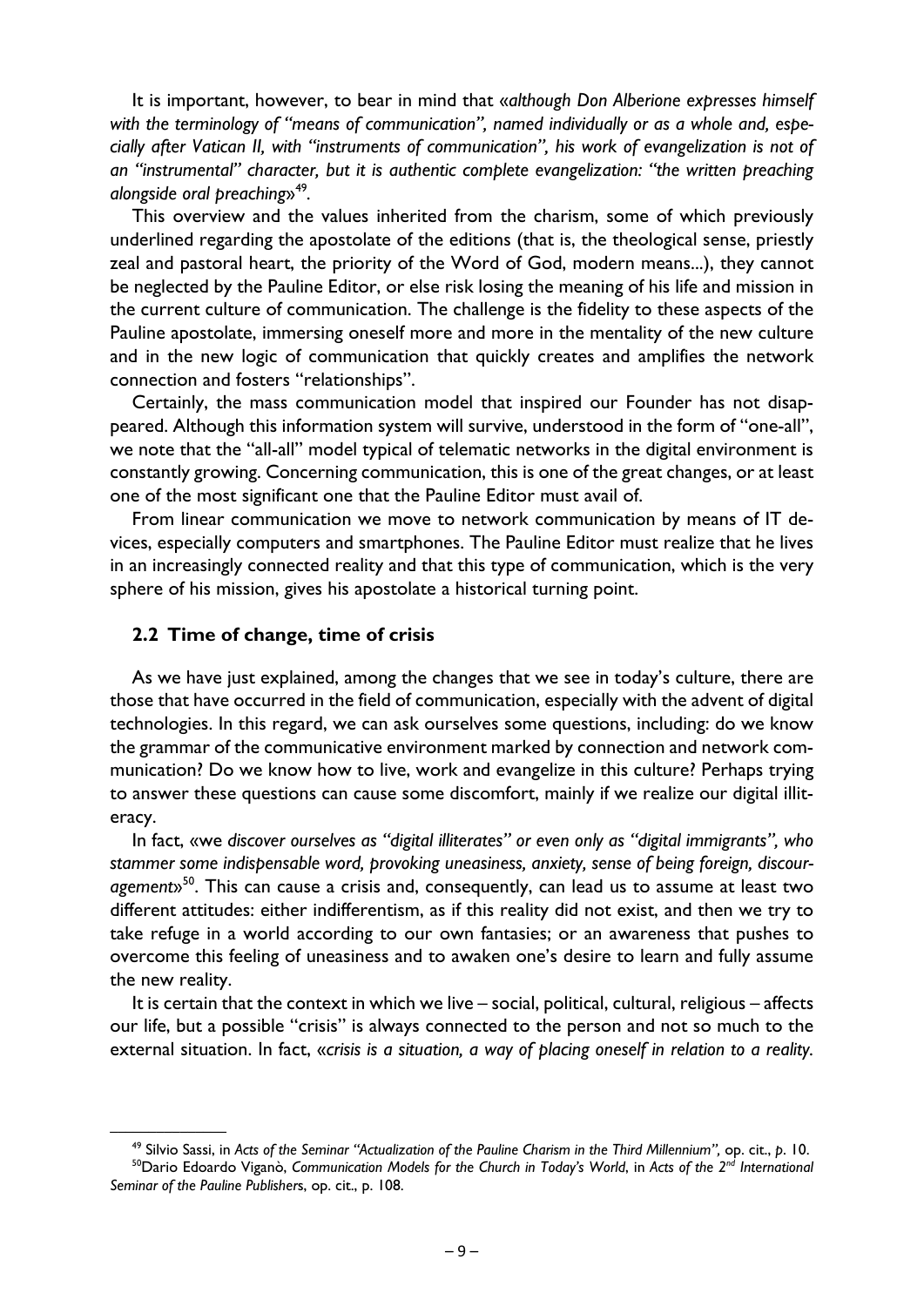It is important, however, to bear in mind that «*although Don Alberione expresses himself with the terminology of "means of communication", named individually or as a whole and, especially after Vatican II, with "instruments of communication", his work of evangelization is not of an "instrumental" character, but it is authentic complete evangelization: "the written preaching alongside oral preaching*»[49].

This overview and the values inherited from the charism, some of which previously underlined regarding the apostolate of the editions (that is, the theological sense, priestly zeal and pastoral heart, the priority of the Word of God, modern means...), they cannot be neglected by the Pauline Editor, or else risk losing the meaning of his life and mission in the current culture of communication. The challenge is the fidelity to these aspects of the Pauline apostolate, immersing oneself more and more in the mentality of the new culture and in the new logic of communication that quickly creates and amplifies the network connection and fosters "relationships".

Certainly, the mass communication model that inspired our Founder has not disappeared. Although this information system will survive, understood in the form of "one-all", we note that the "all-all" model typical of telematic networks in the digital environment is constantly growing. Concerning communication, this is one of the great changes, or at least one of the most significant one that the Pauline Editor must avail of.

From linear communication we move to network communication by means of IT devices, especially computers and smartphones. The Pauline Editor must realize that he lives in an increasingly connected reality and that this type of communication, which is the very sphere of his mission, gives his apostolate a historical turning point.

## 2.2 Time of change, time of crisis

As we have just explained, among the changes that we see in today's culture, there are those that have occurred in the field of communication, especially with the advent of digital technologies. In this regard, we can ask ourselves some questions, including: do we know the grammar of the communicative environment marked by connection and network communication? Do we know how to live, work and evangelize in this culture? Perhaps trying to answer these questions can cause some discomfort, mainly if we realize our digital illiteracy.

In fact, «we *discover ourselves as "digital illiterates" or even only as "digital immigrants", who stammer some indispensable word, provoking uneasiness, anxiety, sense of being foreign, discouragement*»[50]. This can cause a crisis and, consequently, can lead us to assume at least two different attitudes: either indifferentism, as if this reality did not exist, and then we try to take refuge in a world according to our own fantasies; or an awareness that pushes to overcome this feeling of uneasiness and to awaken one's desire to learn and fully assume the new reality.

It is certain that the context in which we live – social, political, cultural, religious – affects our life, but a possible "crisis" is always connected to the person and not so much to the external situation. In fact, «*crisis is a situation, a way of placing oneself in relation to a reality.*

---

[49] Silvio Sassi, in *Acts of the Seminar "Actualization of the Pauline Charism in the Third Millennium"*, op. cit., p. 10.

[50] Dario Edoardo Viganò, *Communication Models for the Church in Today's World*, in *Acts of the 2nd International Seminar of the Pauline Publishers*, op. cit., p. 108.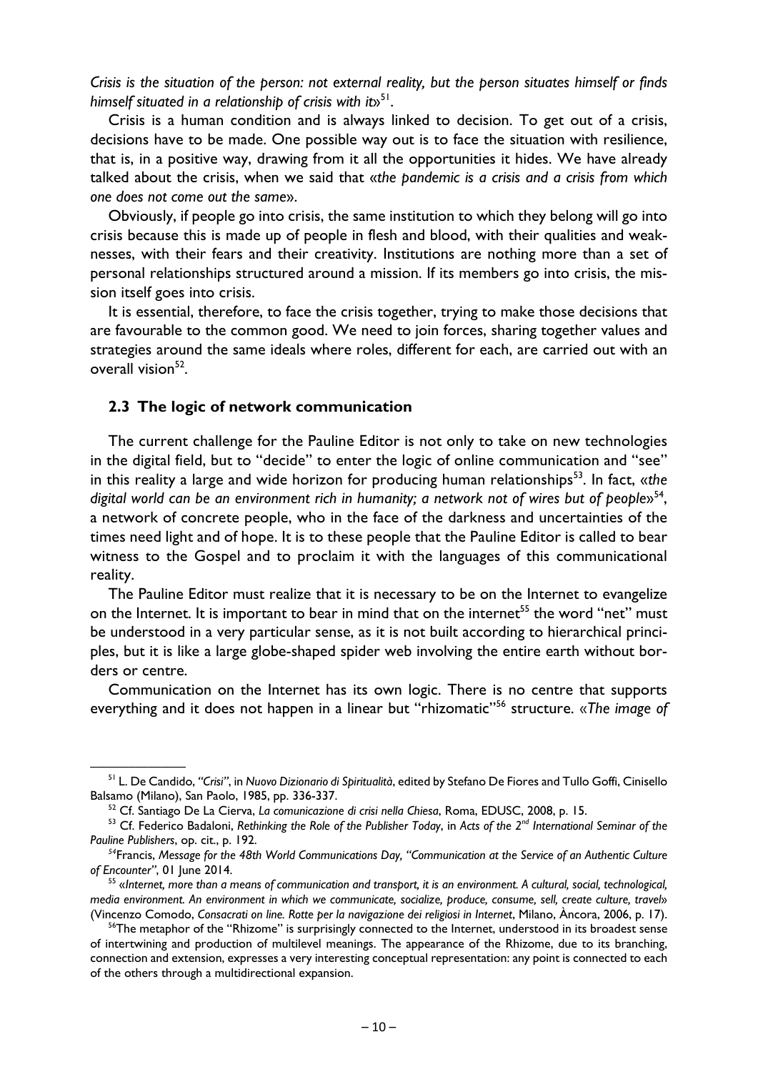*Crisis is the situation of the person: not external reality, but the person situates himself or finds himself situated in a relationship of crisis with it*»[51].

Crisis is a human condition and is always linked to decision. To get out of a crisis, decisions have to be made. One possible way out is to face the situation with resilience, that is, in a positive way, drawing from it all the opportunities it hides. We have already talked about the crisis, when we said that «*the pandemic is a crisis and a crisis from which one does not come out the same*».

Obviously, if people go into crisis, the same institution to which they belong will go into crisis because this is made up of people in flesh and blood, with their qualities and weaknesses, with their fears and their creativity. Institutions are nothing more than a set of personal relationships structured around a mission. If its members go into crisis, the mission itself goes into crisis.

It is essential, therefore, to face the crisis together, trying to make those decisions that are favourable to the common good. We need to join forces, sharing together values and strategies around the same ideals where roles, different for each, are carried out with an overall vision[52].

### 2.3 The logic of network communication

The current challenge for the Pauline Editor is not only to take on new technologies in the digital field, but to "decide" to enter the logic of online communication and "see" in this reality a large and wide horizon for producing human relationships[53]. In fact, «*the digital world can be an environment rich in humanity; a network not of wires but of people*»[54], a network of concrete people, who in the face of the darkness and uncertainties of the times need light and of hope. It is to these people that the Pauline Editor is called to bear witness to the Gospel and to proclaim it with the languages of this communicational reality.

The Pauline Editor must realize that it is necessary to be on the Internet to evangelize on the Internet. It is important to bear in mind that on the internet[55] the word "net" must be understood in a very particular sense, as it is not built according to hierarchical principles, but it is like a large globe-shaped spider web involving the entire earth without borders or centre.

Communication on the Internet has its own logic. There is no centre that supports everything and it does not happen in a linear but "rhizomatic"[56] structure. «*The image of*

---

[51] L. De Candido, *"Crisi"*, in *Nuovo Dizionario di Spiritualità*, edited by Stefano De Fiores and Tullo Goffi, Cinisello Balsamo (Milano), San Paolo, 1985, pp. 336-337.

[52] Cf. Santiago De La Cierva, *La comunicazione di crisi nella Chiesa*, Roma, EDUSC, 2008, p. 15.

[53] Cf. Federico Badaloni, *Rethinking the Role of the Publisher Today*, in *Acts of the 2nd International Seminar of the Pauline Publishers*, op. cit., p. 192.

[54] Francis, *Message for the 48th World Communications Day, "Communication at the Service of an Authentic Culture of Encounter"*, 01 June 2014.

[55] «*Internet, more than a means of communication and transport, it is an environment. A cultural, social, technological, media environment. An environment in which we communicate, socialize, produce, consume, sell, create culture, travel*» (Vincenzo Comodo, *Consacrati on line. Rotte per la navigazione dei religiosi in Internet*, Milano, Àncora, 2006, p. 17).

[56] The metaphor of the "Rhizome" is surprisingly connected to the Internet, understood in its broadest sense of intertwining and production of multilevel meanings. The appearance of the Rhizome, due to its branching, connection and extension, expresses a very interesting conceptual representation: any point is connected to each of the others through a multidirectional expansion.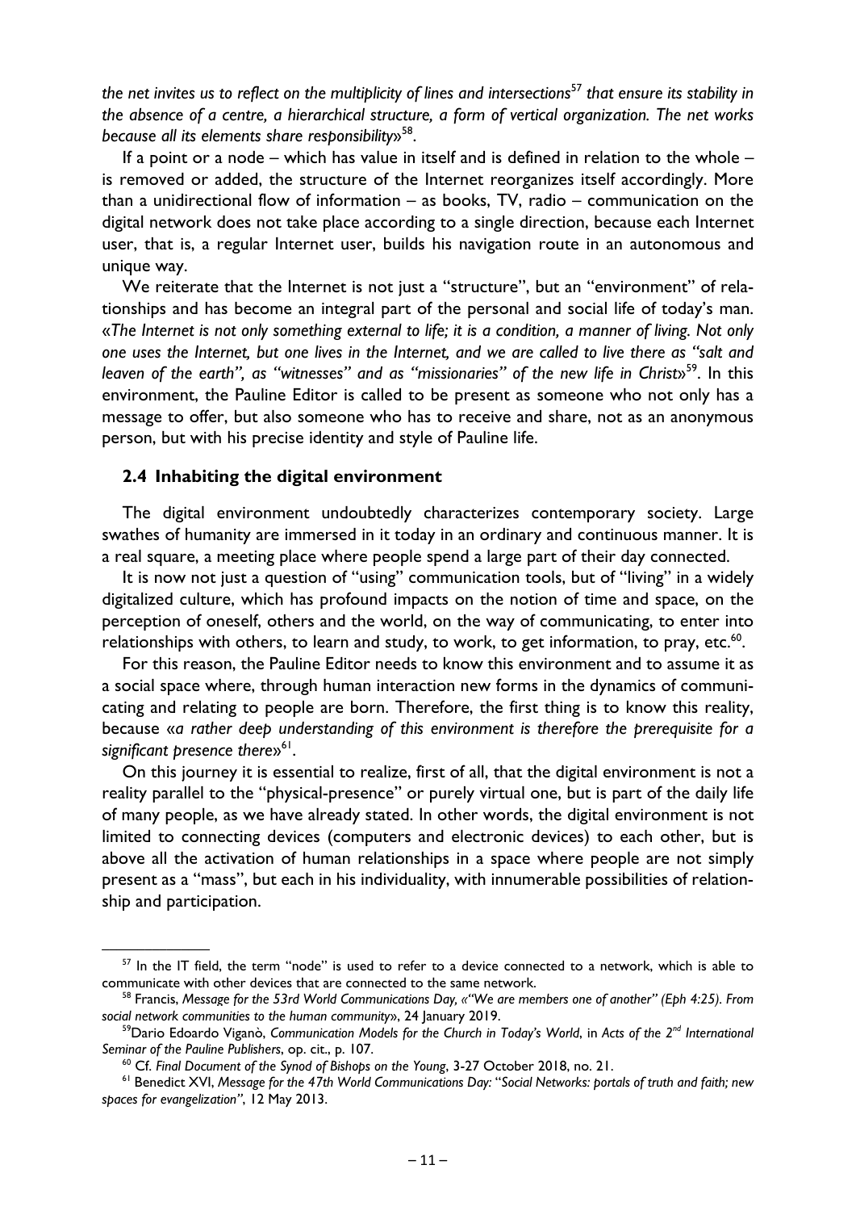*the net invites us to reflect on the multiplicity of lines and intersections*[57] *that ensure its stability in the absence of a centre, a hierarchical structure, a form of vertical organization. The net works because all its elements share responsibility*»[58].

If a point or a node – which has value in itself and is defined in relation to the whole – is removed or added, the structure of the Internet reorganizes itself accordingly. More than a unidirectional flow of information – as books, TV, radio – communication on the digital network does not take place according to a single direction, because each Internet user, that is, a regular Internet user, builds his navigation route in an autonomous and unique way.

We reiterate that the Internet is not just a "structure", but an "environment" of relationships and has become an integral part of the personal and social life of today's man. «*The Internet is not only something external to life; it is a condition, a manner of living. Not only one uses the Internet, but one lives in the Internet, and we are called to live there as "salt and leaven of the earth", as "witnesses" and as "missionaries" of the new life in Christ*»[59]. In this environment, the Pauline Editor is called to be present as someone who not only has a message to offer, but also someone who has to receive and share, not as an anonymous person, but with his precise identity and style of Pauline life.

### 2.4 Inhabiting the digital environment

The digital environment undoubtedly characterizes contemporary society. Large swathes of humanity are immersed in it today in an ordinary and continuous manner. It is a real square, a meeting place where people spend a large part of their day connected.

It is now not just a question of "using" communication tools, but of "living" in a widely digitalized culture, which has profound impacts on the notion of time and space, on the perception of oneself, others and the world, on the way of communicating, to enter into relationships with others, to learn and study, to work, to get information, to pray, etc.[60].

For this reason, the Pauline Editor needs to know this environment and to assume it as a social space where, through human interaction new forms in the dynamics of communicating and relating to people are born. Therefore, the first thing is to know this reality, because «*a rather deep understanding of this environment is therefore the prerequisite for a significant presence there*»[61].

On this journey it is essential to realize, first of all, that the digital environment is not a reality parallel to the "physical-presence" or purely virtual one, but is part of the daily life of many people, as we have already stated. In other words, the digital environment is not limited to connecting devices (computers and electronic devices) to each other, but is above all the activation of human relationships in a space where people are not simply present as a "mass", but each in his individuality, with innumerable possibilities of relationship and participation.

---

[57] In the IT field, the term "node" is used to refer to a device connected to a network, which is able to communicate with other devices that are connected to the same network.

[58] Francis, *Message for the 53rd World Communications Day, «"We are members one of another" (Eph 4:25). From social network communities to the human community*», 24 January 2019.

[59] Dario Edoardo Viganò, *Communication Models for the Church in Today's World*, in *Acts of the 2nd International Seminar of the Pauline Publishers*, op. cit., p. 107.

[60] Cf. *Final Document of the Synod of Bishops on the Young*, 3-27 October 2018, no. 21.

[61] Benedict XVI, *Message for the 47th World Communications Day: "Social Networks: portals of truth and faith; new spaces for evangelization"*, 12 May 2013.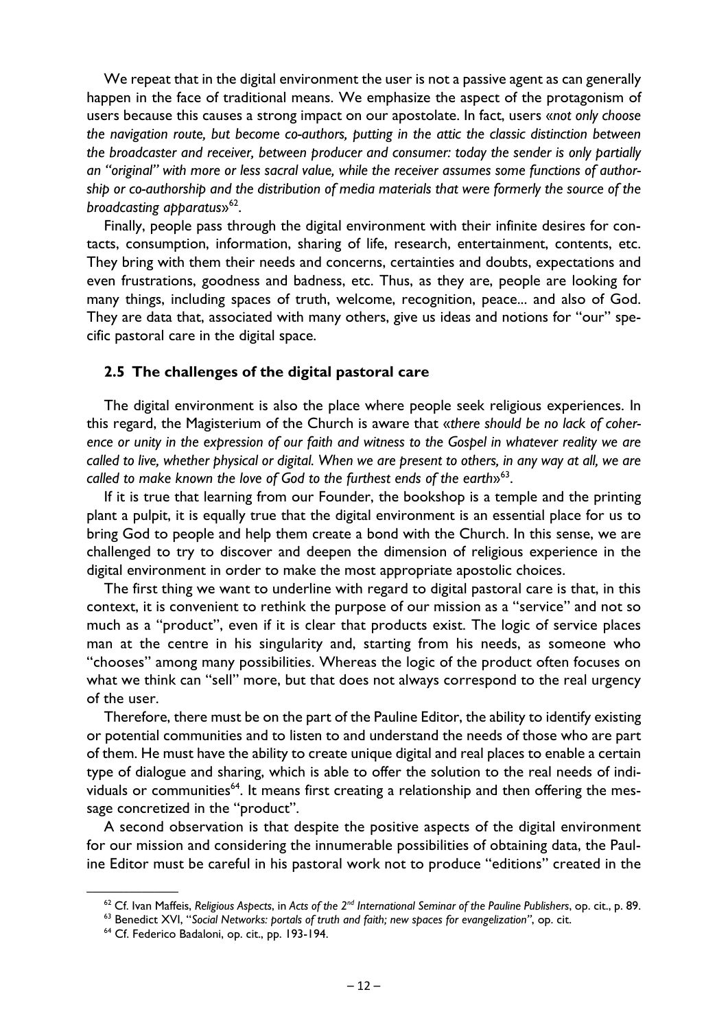We repeat that in the digital environment the user is not a passive agent as can generally happen in the face of traditional means. We emphasize the aspect of the protagonism of users because this causes a strong impact on our apostolate. In fact, users «*not only choose the navigation route, but become co-authors, putting in the attic the classic distinction between the broadcaster and receiver, between producer and consumer: today the sender is only partially an "original" with more or less sacral value, while the receiver assumes some functions of authorship or co-authorship and the distribution of media materials that were formerly the source of the broadcasting apparatus*»[62].

Finally, people pass through the digital environment with their infinite desires for contacts, consumption, information, sharing of life, research, entertainment, contents, etc. They bring with them their needs and concerns, certainties and doubts, expectations and even frustrations, goodness and badness, etc. Thus, as they are, people are looking for many things, including spaces of truth, welcome, recognition, peace... and also of God. They are data that, associated with many others, give us ideas and notions for "our" specific pastoral care in the digital space.

### 2.5 The challenges of the digital pastoral care

The digital environment is also the place where people seek religious experiences. In this regard, the Magisterium of the Church is aware that «*there should be no lack of coherence or unity in the expression of our faith and witness to the Gospel in whatever reality we are called to live, whether physical or digital. When we are present to others, in any way at all, we are called to make known the love of God to the furthest ends of the earth*»[63].

If it is true that learning from our Founder, the bookshop is a temple and the printing plant a pulpit, it is equally true that the digital environment is an essential place for us to bring God to people and help them create a bond with the Church. In this sense, we are challenged to try to discover and deepen the dimension of religious experience in the digital environment in order to make the most appropriate apostolic choices.

The first thing we want to underline with regard to digital pastoral care is that, in this context, it is convenient to rethink the purpose of our mission as a "service" and not so much as a "product", even if it is clear that products exist. The logic of service places man at the centre in his singularity and, starting from his needs, as someone who "chooses" among many possibilities. Whereas the logic of the product often focuses on what we think can "sell" more, but that does not always correspond to the real urgency of the user.

Therefore, there must be on the part of the Pauline Editor, the ability to identify existing or potential communities and to listen to and understand the needs of those who are part of them. He must have the ability to create unique digital and real places to enable a certain type of dialogue and sharing, which is able to offer the solution to the real needs of individuals or communities[64]. It means first creating a relationship and then offering the message concretized in the "product".

A second observation is that despite the positive aspects of the digital environment for our mission and considering the innumerable possibilities of obtaining data, the Pauline Editor must be careful in his pastoral work not to produce "editions" created in the

---

[62] Cf. Ivan Maffeis, *Religious Aspects*, in *Acts of the 2nd International Seminar of the Pauline Publishers*, op. cit., p. 89.

[63] Benedict XVI, "*Social Networks: portals of truth and faith; new spaces for evangelization"*, op. cit.

[64] Cf. Federico Badaloni, op. cit., pp. 193-194.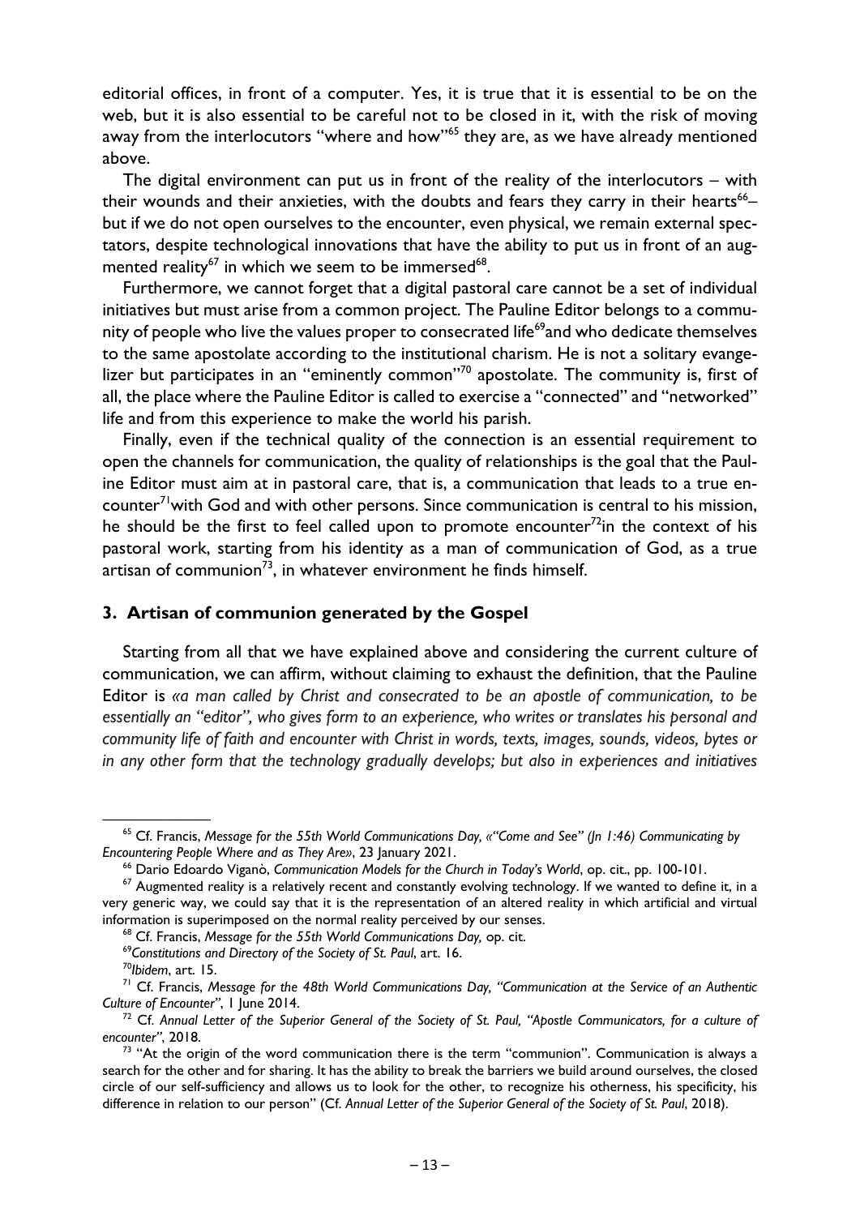editorial offices, in front of a computer. Yes, it is true that it is essential to be on the web, but it is also essential to be careful not to be closed in it, with the risk of moving away from the interlocutors "where and how"[65] they are, as we have already mentioned above.

The digital environment can put us in front of the reality of the interlocutors – with their wounds and their anxieties, with the doubts and fears they carry in their hearts[66]– but if we do not open ourselves to the encounter, even physical, we remain external spectators, despite technological innovations that have the ability to put us in front of an augmented reality[67] in which we seem to be immersed[68].

Furthermore, we cannot forget that a digital pastoral care cannot be a set of individual initiatives but must arise from a common project. The Pauline Editor belongs to a community of people who live the values proper to consecrated life[69]and who dedicate themselves to the same apostolate according to the institutional charism. He is not a solitary evangelizer but participates in an "eminently common"[70] apostolate. The community is, first of all, the place where the Pauline Editor is called to exercise a "connected" and "networked" life and from this experience to make the world his parish.

Finally, even if the technical quality of the connection is an essential requirement to open the channels for communication, the quality of relationships is the goal that the Pauline Editor must aim at in pastoral care, that is, a communication that leads to a true encounter[71]with God and with other persons. Since communication is central to his mission, he should be the first to feel called upon to promote encounter[72]in the context of his pastoral work, starting from his identity as a man of communication of God, as a true artisan of communion[73], in whatever environment he finds himself.

## 3. Artisan of communion generated by the Gospel

Starting from all that we have explained above and considering the current culture of communication, we can affirm, without claiming to exhaust the definition, that the Pauline Editor is *«a man called by Christ and consecrated to be an apostle of communication, to be essentially an "editor", who gives form to an experience, who writes or translates his personal and community life of faith and encounter with Christ in words, texts, images, sounds, videos, bytes or in any other form that the technology gradually develops; but also in experiences and initiatives*

---

[65] Cf. Francis, *Message for the 55th World Communications Day, «"Come and See" (Jn 1:46) Communicating by Encountering People Where and as They Are»*, 23 January 2021.

[66] Dario Edoardo Viganò, *Communication Models for the Church in Today's World*, op. cit., pp. 100-101.

[67] Augmented reality is a relatively recent and constantly evolving technology. If we wanted to define it, in a very generic way, we could say that it is the representation of an altered reality in which artificial and virtual information is superimposed on the normal reality perceived by our senses.

[68] Cf. Francis, *Message for the 55th World Communications Day,* op. cit.

[69] *Constitutions and Directory of the Society of St. Paul*, art. 16.

[70] *Ibidem*, art. 15.

[71] Cf. Francis, *Message for the 48th World Communications Day, "Communication at the Service of an Authentic Culture of Encounter"*, 1 June 2014.

[72] Cf. *Annual Letter of the Superior General of the Society of St. Paul, "Apostle Communicators, for a culture of encounter"*, 2018.

[73] "At the origin of the word communication there is the term "communion". Communication is always a search for the other and for sharing. It has the ability to break the barriers we build around ourselves, the closed circle of our self-sufficiency and allows us to look for the other, to recognize his otherness, his specificity, his difference in relation to our person" (Cf. *Annual Letter of the Superior General of the Society of St. Paul*, 2018).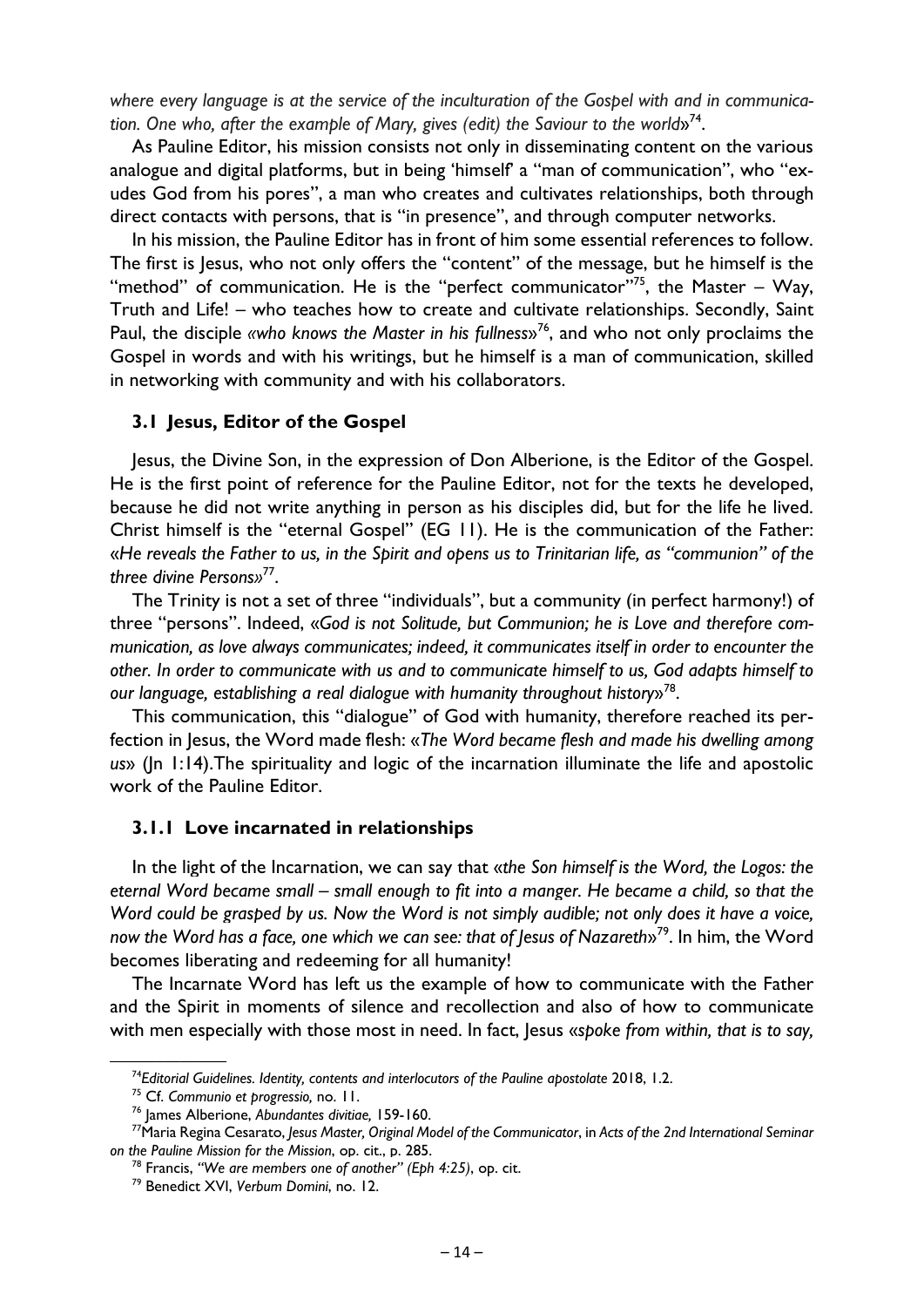*where every language is at the service of the inculturation of the Gospel with and in communication. One who, after the example of Mary, gives (edit) the Saviour to the world*»[74].

As Pauline Editor, his mission consists not only in disseminating content on the various analogue and digital platforms, but in being 'himself' a "man of communication", who "exudes God from his pores", a man who creates and cultivates relationships, both through direct contacts with persons, that is "in presence", and through computer networks.

In his mission, the Pauline Editor has in front of him some essential references to follow. The first is Jesus, who not only offers the "content" of the message, but he himself is the "method" of communication. He is the "perfect communicator"[75], the Master – Way, Truth and Life! – who teaches how to create and cultivate relationships. Secondly, Saint Paul, the disciple *«who knows the Master in his fullness»*[76], and who not only proclaims the Gospel in words and with his writings, but he himself is a man of communication, skilled in networking with community and with his collaborators.

### 3.1 Jesus, Editor of the Gospel

Jesus, the Divine Son, in the expression of Don Alberione, is the Editor of the Gospel. He is the first point of reference for the Pauline Editor, not for the texts he developed, because he did not write anything in person as his disciples did, but for the life he lived. Christ himself is the "eternal Gospel" (EG 11). He is the communication of the Father: «*He reveals the Father to us, in the Spirit and opens us to Trinitarian life, as "communion" of the three divine Persons»*[77].

The Trinity is not a set of three "individuals", but a community (in perfect harmony!) of three "persons". Indeed, «*God is not Solitude, but Communion; he is Love and therefore communication, as love always communicates; indeed, it communicates itself in order to encounter the other. In order to communicate with us and to communicate himself to us, God adapts himself to our language, establishing a real dialogue with humanity throughout history*»[78].

This communication, this "dialogue" of God with humanity, therefore reached its perfection in Jesus, the Word made flesh: «*The Word became flesh and made his dwelling among us*» (Jn 1:14).The spirituality and logic of the incarnation illuminate the life and apostolic work of the Pauline Editor.

#### 3.1.1 Love incarnated in relationships

In the light of the Incarnation, we can say that «*the Son himself is the Word, the Logos: the eternal Word became small – small enough to fit into a manger. He became a child, so that the Word could be grasped by us. Now the Word is not simply audible; not only does it have a voice, now the Word has a face, one which we can see: that of Jesus of Nazareth*»[79]. In him, the Word becomes liberating and redeeming for all humanity!

The Incarnate Word has left us the example of how to communicate with the Father and the Spirit in moments of silence and recollection and also of how to communicate with men especially with those most in need. In fact, Jesus «*spoke from within, that is to say,*

---

[74] *Editorial Guidelines. Identity, contents and interlocutors of the Pauline apostolate* 2018, 1.2.

[75] Cf. *Communio et progressio,* no. 11.

[76] James Alberione, *Abundantes divitiae,* 159-160.

[77] Maria Regina Cesarato, *Jesus Master, Original Model of the Communicator*, in *Acts of the 2nd International Seminar on the Pauline Mission for the Mission*, op. cit., p. 285.

[78] Francis, *"We are members one of another" (Eph 4:25)*, op. cit.

[79] Benedict XVI, *Verbum Domini*, no. 12.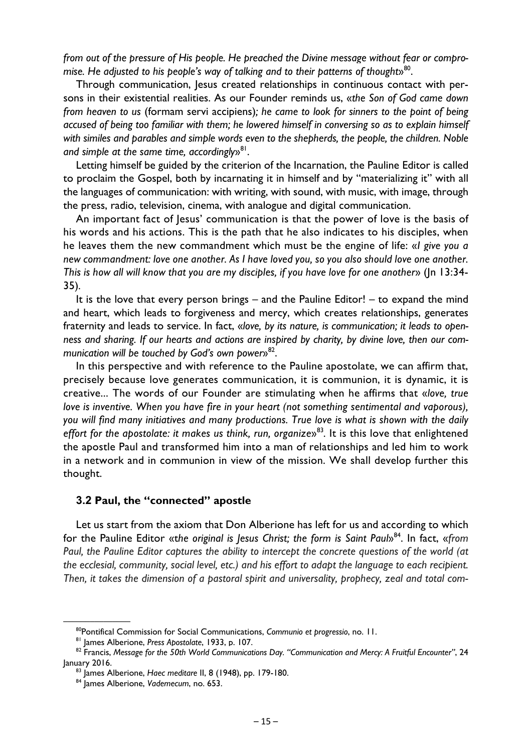*from out of the pressure of His people. He preached the Divine message without fear or compromise. He adjusted to his people's way of talking and to their patterns of thought*»[80].

Through communication, Jesus created relationships in continuous contact with persons in their existential realities. As our Founder reminds us, «*the Son of God came down from heaven to us* (formam servi accipiens)*; he came to look for sinners to the point of being accused of being too familiar with them; he lowered himself in conversing so as to explain himself with similes and parables and simple words even to the shepherds, the people, the children. Noble and simple at the same time, accordingly*»[81].

Letting himself be guided by the criterion of the Incarnation, the Pauline Editor is called to proclaim the Gospel, both by incarnating it in himself and by "materializing it" with all the languages of communication: with writing, with sound, with music, with image, through the press, radio, television, cinema, with analogue and digital communication.

An important fact of Jesus' communication is that the power of love is the basis of his words and his actions. This is the path that he also indicates to his disciples, when he leaves them the new commandment which must be the engine of life: «*I give you a new commandment: love one another. As I have loved you, so you also should love one another. This is how all will know that you are my disciples, if you have love for one another*» (Jn 13:34-35).

It is the love that every person brings – and the Pauline Editor! – to expand the mind and heart, which leads to forgiveness and mercy, which creates relationships, generates fraternity and leads to service. In fact, «*love, by its nature, is communication; it leads to openness and sharing. If our hearts and actions are inspired by charity, by divine love, then our communication will be touched by God's own power*»[82].

In this perspective and with reference to the Pauline apostolate, we can affirm that, precisely because love generates communication, it is communion, it is dynamic, it is creative... The words of our Founder are stimulating when he affirms that «*love, true love is inventive. When you have fire in your heart (not something sentimental and vaporous), you will find many initiatives and many productions. True love is what is shown with the daily effort for the apostolate: it makes us think, run, organize*»[83]. It is this love that enlightened the apostle Paul and transformed him into a man of relationships and led him to work in a network and in communion in view of the mission. We shall develop further this thought.

### 3.2 Paul, the "connected" apostle

Let us start from the axiom that Don Alberione has left for us and according to which for the Pauline Editor «*the original is Jesus Christ; the form is Saint Paul*»[84]. In fact, «*from Paul, the Pauline Editor captures the ability to intercept the concrete questions of the world (at the ecclesial, community, social level, etc.) and his effort to adapt the language to each recipient. Then, it takes the dimension of a pastoral spirit and universality, prophecy, zeal and total com-*

---

[80] Pontifical Commission for Social Communications, *Communio et progressio*, no. 11.

[81] James Alberione, *Press Apostolate*, 1933, p. 107.

[82] Francis, *Message for the 50th World Communications Day. "Communication and Mercy: A Fruitful Encounter"*, 24 January 2016.

[83] James Alberione, *Haec meditare* II, 8 (1948), pp. 179-180.

[84] James Alberione, *Vademecum*, no. 653.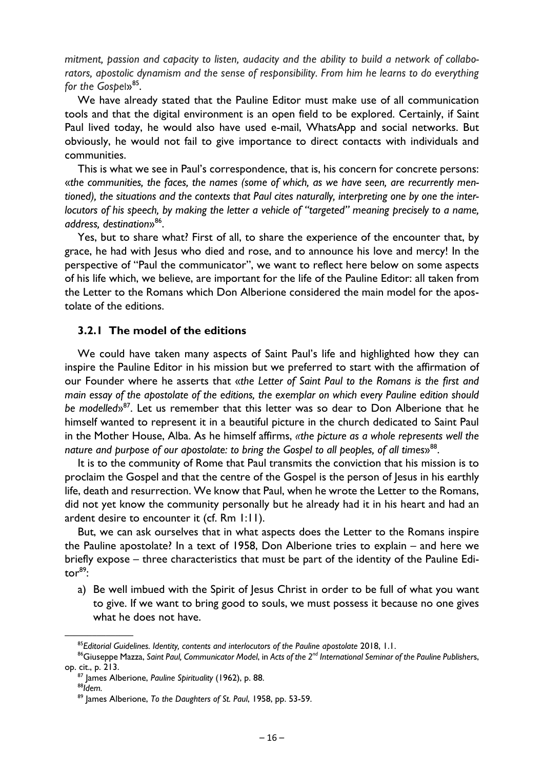*mitment, passion and capacity to listen, audacity and the ability to build a network of collaborators, apostolic dynamism and the sense of responsibility. From him he learns to do everything for the Gospel*»[85].

We have already stated that the Pauline Editor must make use of all communication tools and that the digital environment is an open field to be explored. Certainly, if Saint Paul lived today, he would also have used e-mail, WhatsApp and social networks. But obviously, he would not fail to give importance to direct contacts with individuals and communities.

This is what we see in Paul's correspondence, that is, his concern for concrete persons: «*the communities, the faces, the names (some of which, as we have seen, are recurrently mentioned), the situations and the contexts that Paul cites naturally, interpreting one by one the interlocutors of his speech, by making the letter a vehicle of "targeted" meaning precisely to a name, address, destination*»[86].

Yes, but to share what? First of all, to share the experience of the encounter that, by grace, he had with Jesus who died and rose, and to announce his love and mercy! In the perspective of "Paul the communicator", we want to reflect here below on some aspects of his life which, we believe, are important for the life of the Pauline Editor: all taken from the Letter to the Romans which Don Alberione considered the main model for the apostolate of the editions.

### 3.2.1 The model of the editions

We could have taken many aspects of Saint Paul's life and highlighted how they can inspire the Pauline Editor in his mission but we preferred to start with the affirmation of our Founder where he asserts that «*the Letter of Saint Paul to the Romans is the first and main essay of the apostolate of the editions, the exemplar on which every Pauline edition should be modelled*»[87]. Let us remember that this letter was so dear to Don Alberione that he himself wanted to represent it in a beautiful picture in the church dedicated to Saint Paul in the Mother House, Alba. As he himself affirms, *«the picture as a whole represents well the nature and purpose of our apostolate: to bring the Gospel to all peoples, of all times*»[88].

It is to the community of Rome that Paul transmits the conviction that his mission is to proclaim the Gospel and that the centre of the Gospel is the person of Jesus in his earthly life, death and resurrection. We know that Paul, when he wrote the Letter to the Romans, did not yet know the community personally but he already had it in his heart and had an ardent desire to encounter it (cf. Rm 1:11).

But, we can ask ourselves that in what aspects does the Letter to the Romans inspire the Pauline apostolate? In a text of 1958, Don Alberione tries to explain – and here we briefly expose – three characteristics that must be part of the identity of the Pauline Editor[89]:

a) Be well imbued with the Spirit of Jesus Christ in order to be full of what you want to give. If we want to bring good to souls, we must possess it because no one gives what he does not have.

---

[85] *Editorial Guidelines. Identity, contents and interlocutors of the Pauline apostolate* 2018, 1.1.

[86] Giuseppe Mazza, *Saint Paul, Communicator Model*, in *Acts of the 2nd International Seminar of the Pauline Publishers*, op. cit., p. 213.

[87] James Alberione, *Pauline Spirituality* (1962), p. 88.

[88] *Idem.*

[89] James Alberione, *To the Daughters of St. Paul*, 1958, pp. 53-59.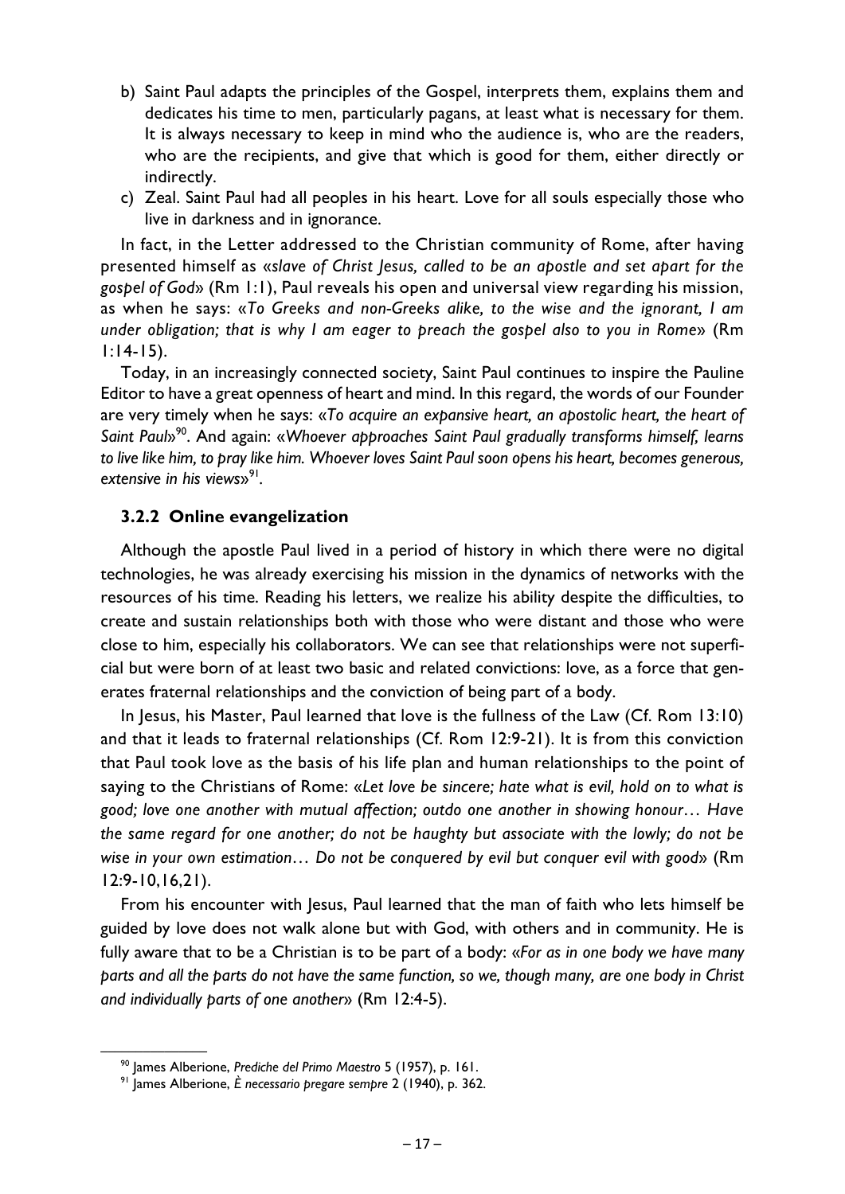b) Saint Paul adapts the principles of the Gospel, interprets them, explains them and dedicates his time to men, particularly pagans, at least what is necessary for them. It is always necessary to keep in mind who the audience is, who are the readers, who are the recipients, and give that which is good for them, either directly or indirectly.
c) Zeal. Saint Paul had all peoples in his heart. Love for all souls especially those who live in darkness and in ignorance.

In fact, in the Letter addressed to the Christian community of Rome, after having presented himself as «*slave of Christ Jesus, called to be an apostle and set apart for the gospel of God*» (Rm 1:1), Paul reveals his open and universal view regarding his mission, as when he says: «*To Greeks and non-Greeks alike, to the wise and the ignorant, I am under obligation; that is why I am eager to preach the gospel also to you in Rome*» (Rm 1:14-15).

Today, in an increasingly connected society, Saint Paul continues to inspire the Pauline Editor to have a great openness of heart and mind. In this regard, the words of our Founder are very timely when he says: «*To acquire an expansive heart, an apostolic heart, the heart of Saint Paul*»[90]. And again: «*Whoever approaches Saint Paul gradually transforms himself, learns to live like him, to pray like him. Whoever loves Saint Paul soon opens his heart, becomes generous, extensive in his views*»[91].

### 3.2.2 Online evangelization

Although the apostle Paul lived in a period of history in which there were no digital technologies, he was already exercising his mission in the dynamics of networks with the resources of his time. Reading his letters, we realize his ability despite the difficulties, to create and sustain relationships both with those who were distant and those who were close to him, especially his collaborators. We can see that relationships were not superficial but were born of at least two basic and related convictions: love, as a force that generates fraternal relationships and the conviction of being part of a body.

In Jesus, his Master, Paul learned that love is the fullness of the Law (Cf. Rom 13:10) and that it leads to fraternal relationships (Cf. Rom 12:9-21). It is from this conviction that Paul took love as the basis of his life plan and human relationships to the point of saying to the Christians of Rome: «*Let love be sincere; hate what is evil, hold on to what is good; love one another with mutual affection; outdo one another in showing honour… Have the same regard for one another; do not be haughty but associate with the lowly; do not be wise in your own estimation… Do not be conquered by evil but conquer evil with good*» (Rm 12:9-10,16,21).

From his encounter with Jesus, Paul learned that the man of faith who lets himself be guided by love does not walk alone but with God, with others and in community. He is fully aware that to be a Christian is to be part of a body: «*For as in one body we have many parts and all the parts do not have the same function, so we, though many, are one body in Christ and individually parts of one another*» (Rm 12:4-5).

---

[90] James Alberione, *Prediche del Primo Maestro* 5 (1957), p. 161.

[91] James Alberione, *È necessario pregare sempre* 2 (1940), p. 362.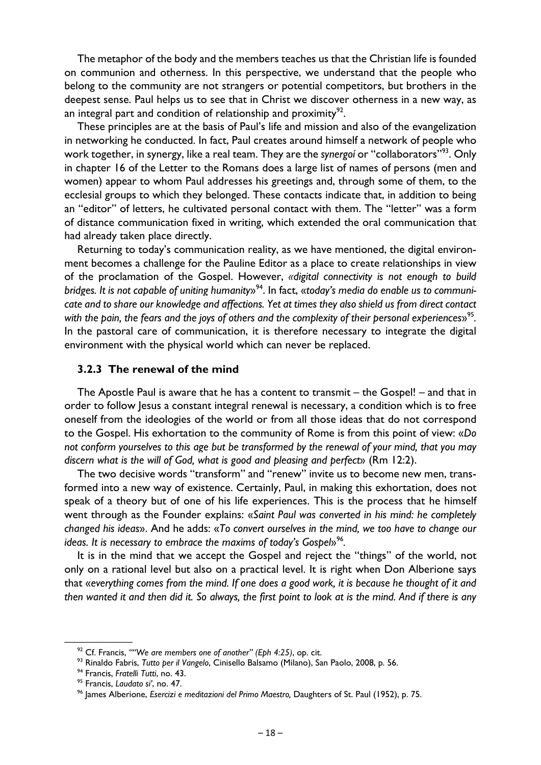The metaphor of the body and the members teaches us that the Christian life is founded on communion and otherness. In this perspective, we understand that the people who belong to the community are not strangers or potential competitors, but brothers in the deepest sense. Paul helps us to see that in Christ we discover otherness in a new way, as an integral part and condition of relationship and proximity[92].

These principles are at the basis of Paul's life and mission and also of the evangelization in networking he conducted. In fact, Paul creates around himself a network of people who work together, in synergy, like a real team. They are the *synergoí* or "collaborators"[93]. Only in chapter 16 of the Letter to the Romans does a large list of names of persons (men and women) appear to whom Paul addresses his greetings and, through some of them, to the ecclesial groups to which they belonged. These contacts indicate that, in addition to being an "editor" of letters, he cultivated personal contact with them. The "letter" was a form of distance communication fixed in writing, which extended the oral communication that had already taken place directly.

Returning to today's communication reality, as we have mentioned, the digital environment becomes a challenge for the Pauline Editor as a place to create relationships in view of the proclamation of the Gospel. However, *«digital connectivity is not enough to build bridges. It is not capable of uniting humanity»*[94]. In fact, «*today's media do enable us to communicate and to share our knowledge and affections. Yet at times they also shield us from direct contact with the pain, the fears and the joys of others and the complexity of their personal experiences*»[95]. In the pastoral care of communication, it is therefore necessary to integrate the digital environment with the physical world which can never be replaced.

### 3.2.3 The renewal of the mind

The Apostle Paul is aware that he has a content to transmit – the Gospel! – and that in order to follow Jesus a constant integral renewal is necessary, a condition which is to free oneself from the ideologies of the world or from all those ideas that do not correspond to the Gospel. His exhortation to the community of Rome is from this point of view: «*Do not conform yourselves to this age but be transformed by the renewal of your mind, that you may discern what is the will of God, what is good and pleasing and perfect*» (Rm 12:2).

The two decisive words "transform" and "renew" invite us to become new men, transformed into a new way of existence. Certainly, Paul, in making this exhortation, does not speak of a theory but of one of his life experiences. This is the process that he himself went through as the Founder explains: «*Saint Paul was converted in his mind: he completely changed his ideas*». And he adds: «*To convert ourselves in the mind, we too have to change our ideas. It is necessary to embrace the maxims of today's Gospel*»[96].

It is in the mind that we accept the Gospel and reject the "things" of the world, not only on a rational level but also on a practical level. It is right when Don Alberione says that «*everything comes from the mind. If one does a good work, it is because he thought of it and then wanted it and then did it. So always, the first point to look at is the mind. And if there is any*

---

[92] Cf. Francis, *""We are members one of another" (Eph 4:25)*, op. cit.

[93] Rinaldo Fabris, *Tutto per il Vangelo*, Cinisello Balsamo (Milano), San Paolo, 2008, p. 56.

[94] Francis, *Fratelli Tutti*, no. 43.

[95] Francis, *Laudato si'*, no. 47.

[96] James Alberione, *Esercizi e meditazioni del Primo Maestro,* Daughters of St. Paul (1952), p. 75.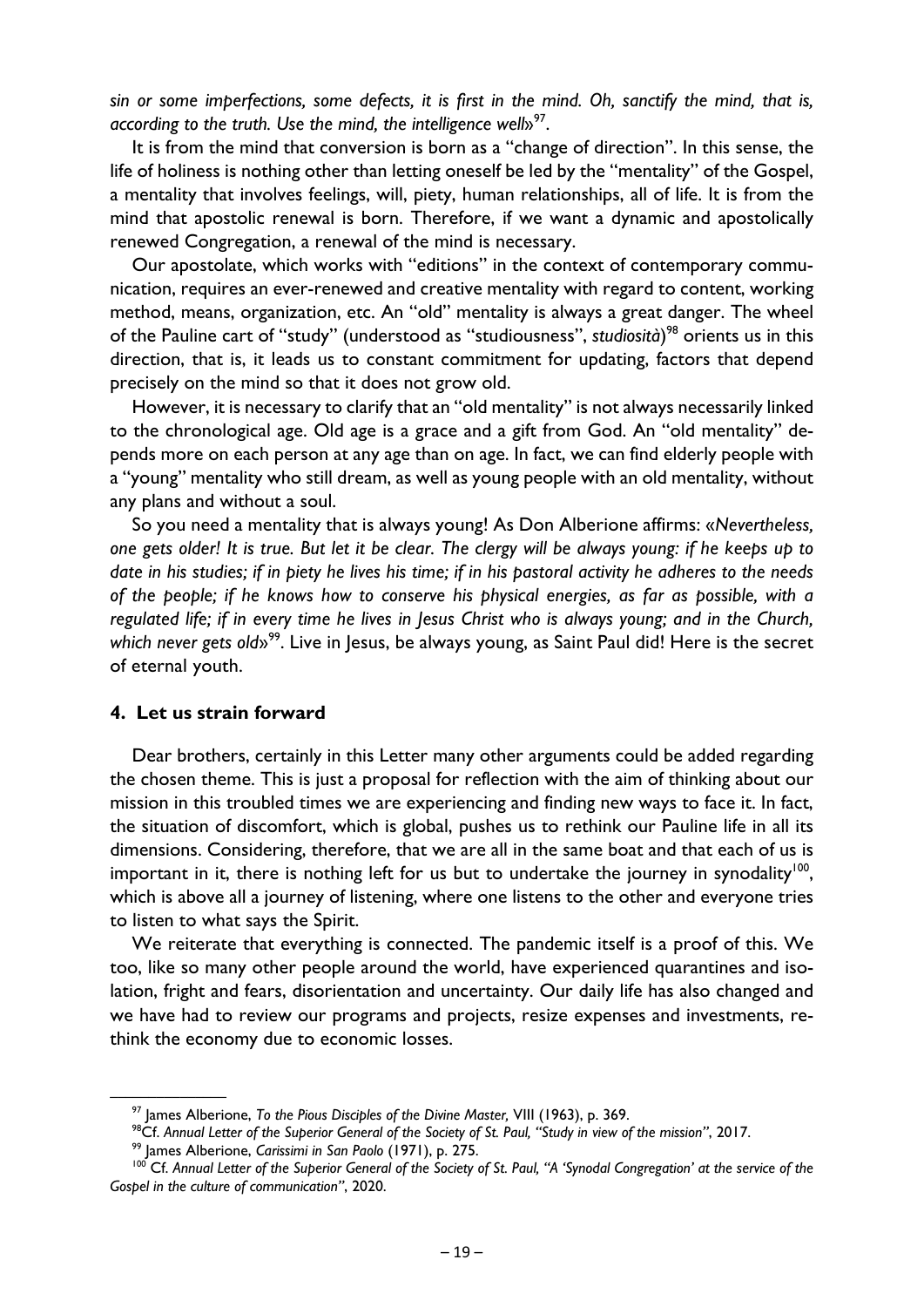*sin or some imperfections, some defects, it is first in the mind. Oh, sanctify the mind, that is, according to the truth. Use the mind, the intelligence well*»[97].

It is from the mind that conversion is born as a "change of direction". In this sense, the life of holiness is nothing other than letting oneself be led by the "mentality" of the Gospel, a mentality that involves feelings, will, piety, human relationships, all of life. It is from the mind that apostolic renewal is born. Therefore, if we want a dynamic and apostolically renewed Congregation, a renewal of the mind is necessary.

Our apostolate, which works with "editions" in the context of contemporary communication, requires an ever-renewed and creative mentality with regard to content, working method, means, organization, etc. An "old" mentality is always a great danger. The wheel of the Pauline cart of "study" (understood as "studiousness", *studiosità*)[98] orients us in this direction, that is, it leads us to constant commitment for updating, factors that depend precisely on the mind so that it does not grow old.

However, it is necessary to clarify that an "old mentality" is not always necessarily linked to the chronological age. Old age is a grace and a gift from God. An "old mentality" depends more on each person at any age than on age. In fact, we can find elderly people with a "young" mentality who still dream, as well as young people with an old mentality, without any plans and without a soul.

So you need a mentality that is always young! As Don Alberione affirms: «*Nevertheless, one gets older! It is true. But let it be clear. The clergy will be always young: if he keeps up to date in his studies; if in piety he lives his time; if in his pastoral activity he adheres to the needs of the people; if he knows how to conserve his physical energies, as far as possible, with a regulated life; if in every time he lives in Jesus Christ who is always young; and in the Church, which never gets old*»[99]. Live in Jesus, be always young, as Saint Paul did! Here is the secret of eternal youth.

## 4. Let us strain forward

Dear brothers, certainly in this Letter many other arguments could be added regarding the chosen theme. This is just a proposal for reflection with the aim of thinking about our mission in this troubled times we are experiencing and finding new ways to face it. In fact, the situation of discomfort, which is global, pushes us to rethink our Pauline life in all its dimensions. Considering, therefore, that we are all in the same boat and that each of us is important in it, there is nothing left for us but to undertake the journey in synodality[100], which is above all a journey of listening, where one listens to the other and everyone tries to listen to what says the Spirit.

We reiterate that everything is connected. The pandemic itself is a proof of this. We too, like so many other people around the world, have experienced quarantines and isolation, fright and fears, disorientation and uncertainty. Our daily life has also changed and we have had to review our programs and projects, resize expenses and investments, rethink the economy due to economic losses.

---

[97] James Alberione, *To the Pious Disciples of the Divine Master,* VIII (1963), p. 369.

[98] Cf. *Annual Letter of the Superior General of the Society of St. Paul, "Study in view of the mission"*, 2017.

[99] James Alberione, *Carissimi in San Paolo* (1971), p. 275.

[100] Cf. *Annual Letter of the Superior General of the Society of St. Paul, "A 'Synodal Congregation' at the service of the Gospel in the culture of communication"*, 2020.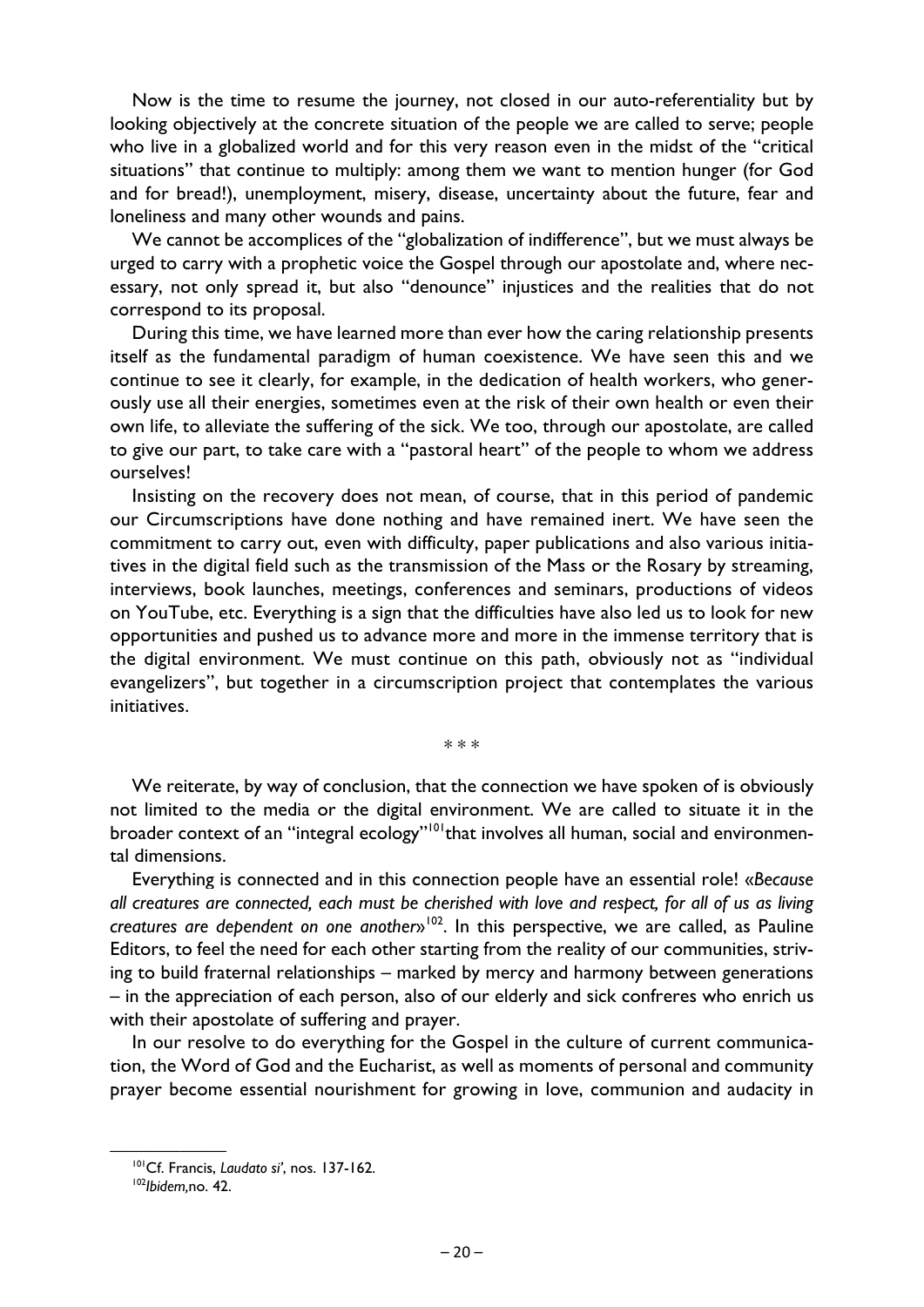Now is the time to resume the journey, not closed in our auto-referentiality but by looking objectively at the concrete situation of the people we are called to serve; people who live in a globalized world and for this very reason even in the midst of the "critical situations" that continue to multiply: among them we want to mention hunger (for God and for bread!), unemployment, misery, disease, uncertainty about the future, fear and loneliness and many other wounds and pains.

We cannot be accomplices of the "globalization of indifference", but we must always be urged to carry with a prophetic voice the Gospel through our apostolate and, where necessary, not only spread it, but also "denounce" injustices and the realities that do not correspond to its proposal.

During this time, we have learned more than ever how the caring relationship presents itself as the fundamental paradigm of human coexistence. We have seen this and we continue to see it clearly, for example, in the dedication of health workers, who generously use all their energies, sometimes even at the risk of their own health or even their own life, to alleviate the suffering of the sick. We too, through our apostolate, are called to give our part, to take care with a "pastoral heart" of the people to whom we address ourselves!

Insisting on the recovery does not mean, of course, that in this period of pandemic our Circumscriptions have done nothing and have remained inert. We have seen the commitment to carry out, even with difficulty, paper publications and also various initiatives in the digital field such as the transmission of the Mass or the Rosary by streaming, interviews, book launches, meetings, conferences and seminars, productions of videos on YouTube, etc. Everything is a sign that the difficulties have also led us to look for new opportunities and pushed us to advance more and more in the immense territory that is the digital environment. We must continue on this path, obviously not as "individual evangelizers", but together in a circumscription project that contemplates the various initiatives.

\* \* \*

We reiterate, by way of conclusion, that the connection we have spoken of is obviously not limited to the media or the digital environment. We are called to situate it in the broader context of an "integral ecology"[101] that involves all human, social and environmental dimensions.

Everything is connected and in this connection people have an essential role! «*Because all creatures are connected, each must be cherished with love and respect, for all of us as living creatures are dependent on one another*»[102]. In this perspective, we are called, as Pauline Editors, to feel the need for each other starting from the reality of our communities, striving to build fraternal relationships – marked by mercy and harmony between generations – in the appreciation of each person, also of our elderly and sick confreres who enrich us with their apostolate of suffering and prayer.

In our resolve to do everything for the Gospel in the culture of current communication, the Word of God and the Eucharist, as well as moments of personal and community prayer become essential nourishment for growing in love, communion and audacity in

---

[101] Cf. Francis, *Laudato si'*, nos. 137-162.

[102] *Ibidem*, no. 42.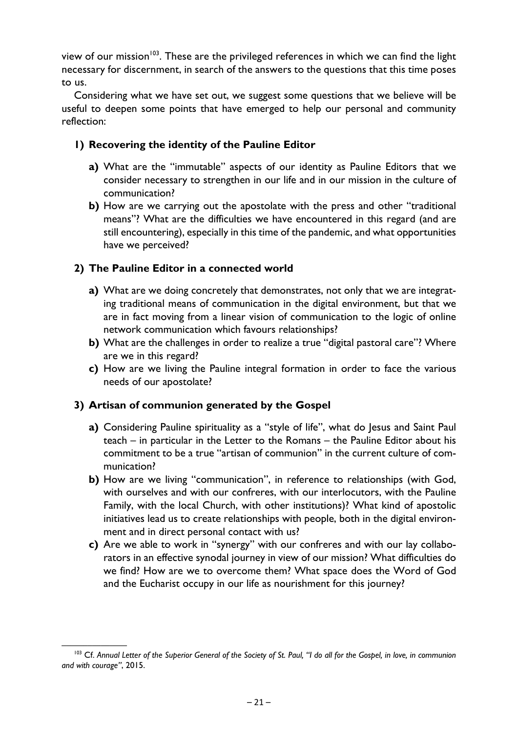view of our mission[103]. These are the privileged references in which we can find the light necessary for discernment, in search of the answers to the questions that this time poses to us.

Considering what we have set out, we suggest some questions that we believe will be useful to deepen some points that have emerged to help our personal and community reflection:

### 1) Recovering the identity of the Pauline Editor

- **a)** What are the "immutable" aspects of our identity as Pauline Editors that we consider necessary to strengthen in our life and in our mission in the culture of communication?
- **b)** How are we carrying out the apostolate with the press and other "traditional means"? What are the difficulties we have encountered in this regard (and are still encountering), especially in this time of the pandemic, and what opportunities have we perceived?

### 2) The Pauline Editor in a connected world

- **a)** What are we doing concretely that demonstrates, not only that we are integrating traditional means of communication in the digital environment, but that we are in fact moving from a linear vision of communication to the logic of online network communication which favours relationships?
- **b)** What are the challenges in order to realize a true "digital pastoral care"? Where are we in this regard?
- **c)** How are we living the Pauline integral formation in order to face the various needs of our apostolate?

### 3) Artisan of communion generated by the Gospel

- **a)** Considering Pauline spirituality as a "style of life", what do Jesus and Saint Paul teach – in particular in the Letter to the Romans – the Pauline Editor about his commitment to be a true "artisan of communion" in the current culture of communication?
- **b)** How are we living "communication", in reference to relationships (with God, with ourselves and with our confreres, with our interlocutors, with the Pauline Family, with the local Church, with other institutions)? What kind of apostolic initiatives lead us to create relationships with people, both in the digital environment and in direct personal contact with us?
- **c)** Are we able to work in "synergy" with our confreres and with our lay collaborators in an effective synodal journey in view of our mission? What difficulties do we find? How are we to overcome them? What space does the Word of God and the Eucharist occupy in our life as nourishment for this journey?

---

[103] Cf. *Annual Letter of the Superior General of the Society of St. Paul, "I do all for the Gospel, in love, in communion and with courage"*, 2015.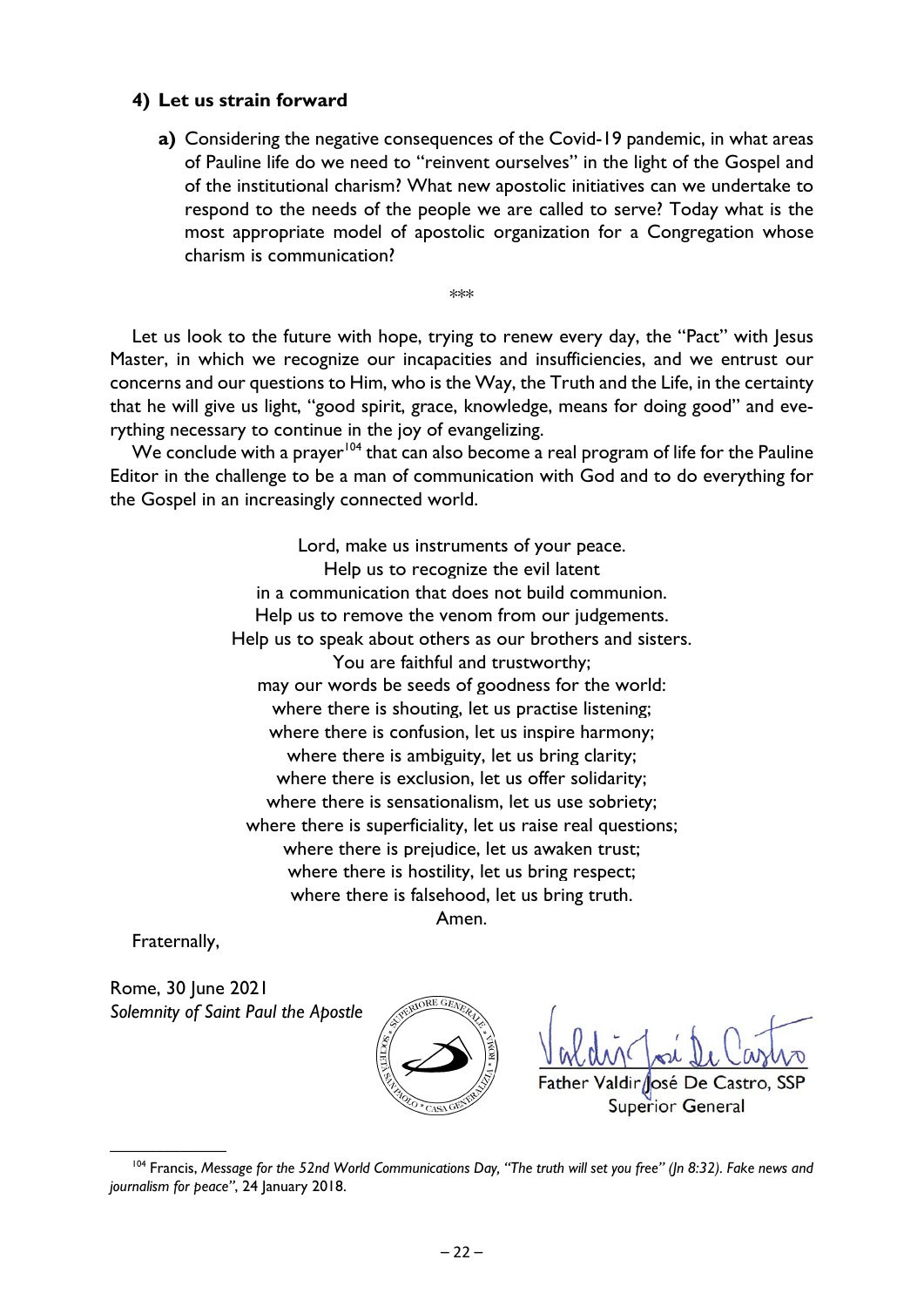### 4) Let us strain forward

**a)** Considering the negative consequences of the Covid-19 pandemic, in what areas of Pauline life do we need to "reinvent ourselves" in the light of the Gospel and of the institutional charism? What new apostolic initiatives can we undertake to respond to the needs of the people we are called to serve? Today what is the most appropriate model of apostolic organization for a Congregation whose charism is communication?

\*\*\*

Let us look to the future with hope, trying to renew every day, the "Pact" with Jesus Master, in which we recognize our incapacities and insufficiencies, and we entrust our concerns and our questions to Him, who is the Way, the Truth and the Life, in the certainty that he will give us light, "good spirit, grace, knowledge, means for doing good" and everything necessary to continue in the joy of evangelizing.

We conclude with a prayer[104] that can also become a real program of life for the Pauline Editor in the challenge to be a man of communication with God and to do everything for the Gospel in an increasingly connected world.

Lord, make us instruments of your peace.
Help us to recognize the evil latent
in a communication that does not build communion.
Help us to remove the venom from our judgements.
Help us to speak about others as our brothers and sisters.
You are faithful and trustworthy;
may our words be seeds of goodness for the world:
where there is shouting, let us practise listening;
where there is confusion, let us inspire harmony;
where there is ambiguity, let us bring clarity;
where there is exclusion, let us offer solidarity;
where there is sensationalism, let us use sobriety;
where there is superficiality, let us raise real questions;
where there is prejudice, let us awaken trust;
where there is hostility, let us bring respect;
where there is falsehood, let us bring truth.
Amen.

Fraternally,

Rome, 30 June 2021
*Solemnity of Saint Paul the Apostle*

Father Valdir José De Castro, SSP
Superior General

---

[104] Francis, *Message for the 52nd World Communications Day, "The truth will set you free" (Jn 8:32). Fake news and journalism for peace"*, 24 January 2018.